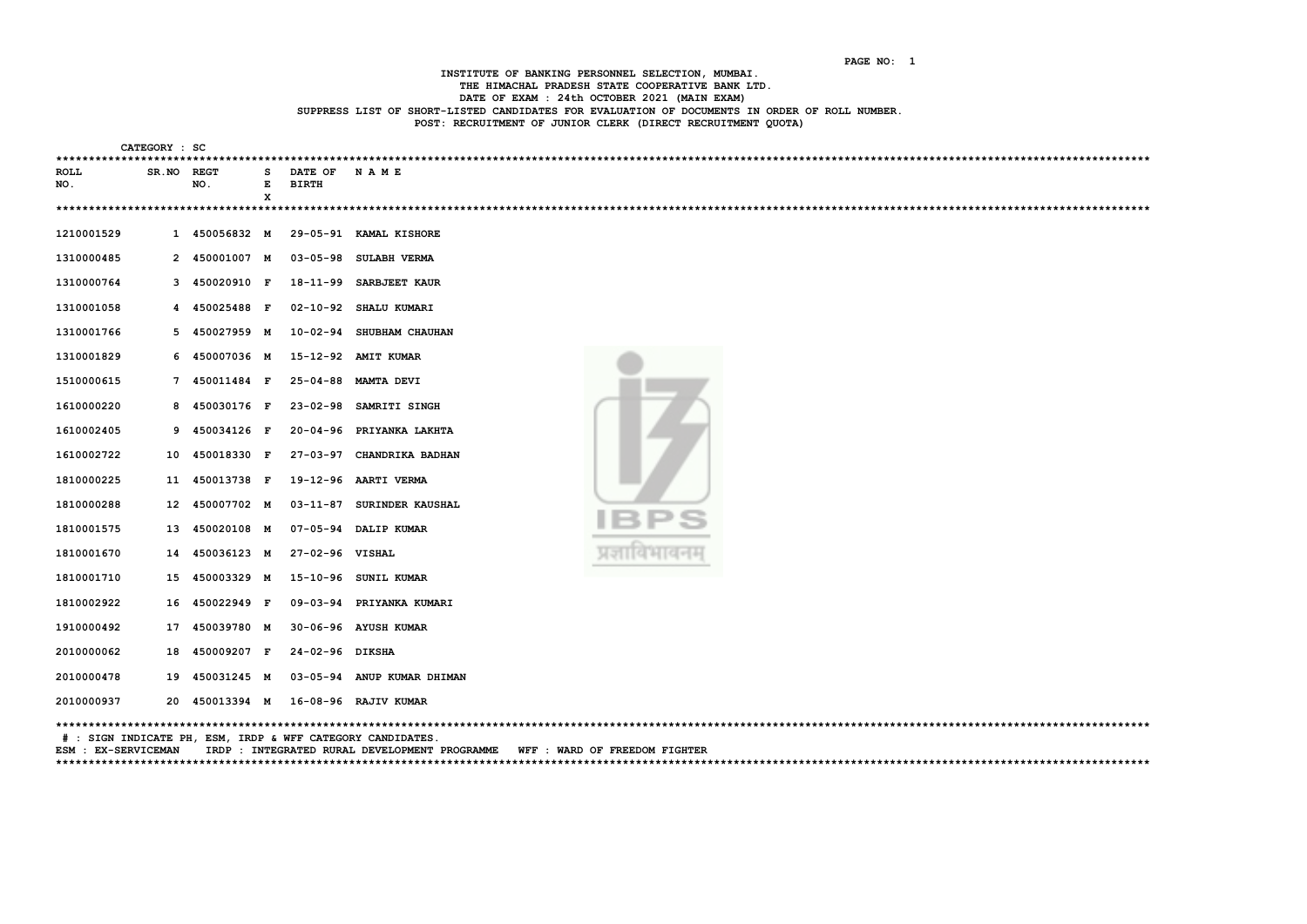INSTITUTE OF BANKING PERSONNEL SELECTION, MUMBAI.
THE HIMACHAL PRADESH STATE COOPERATIVE BANK LTD.
DATE OF EXAM : 24th OCTOBER 2021 (MAIN EXAM)
SUPPRESS LIST OF SHORT-LISTED CANDIDATES FOR EVALUATION OF DOCUMENTS IN ORDER OF ROLL NUMBER.
POST: RECRUITMENT OF JUNIOR CLERK (DIRECT RECRUITMENT QUOTA)

CATEGORY : SC

| ROLL NO. | SR.NO | REGT NO. | SEX | DATE OF BIRTH | N A M E |
|---|---|---|---|---|---|
| 1210001529 | 1 | 450056832 | M | 29-05-91 | KAMAL KISHORE |
| 1310000485 | 2 | 450001007 | M | 03-05-98 | SULABH VERMA |
| 1310000764 | 3 | 450020910 | F | 18-11-99 | SARBJEET KAUR |
| 1310001058 | 4 | 450025488 | F | 02-10-92 | SHALU KUMARI |
| 1310001766 | 5 | 450027959 | M | 10-02-94 | SHUBHAM CHAUHAN |
| 1310001829 | 6 | 450007036 | M | 15-12-92 | AMIT KUMAR |
| 1510000615 | 7 | 450011484 | F | 25-04-88 | MAMTA DEVI |
| 1610000220 | 8 | 450030176 | F | 23-02-98 | SAMRITI SINGH |
| 1610002405 | 9 | 450034126 | F | 20-04-96 | PRIYANKA LAKHTA |
| 1610002722 | 10 | 450018330 | F | 27-03-97 | CHANDRIKA BADHAN |
| 1810000225 | 11 | 450013738 | F | 19-12-96 | AARTI VERMA |
| 1810000288 | 12 | 450007702 | M | 03-11-87 | SURINDER KAUSHAL |
| 1810001575 | 13 | 450020108 | M | 07-05-94 | DALIP KUMAR |
| 1810001670 | 14 | 450036123 | M | 27-02-96 | VISHAL |
| 1810001710 | 15 | 450003329 | M | 15-10-96 | SUNIL KUMAR |
| 1810002922 | 16 | 450022949 | F | 09-03-94 | PRIYANKA KUMARI |
| 1910000492 | 17 | 450039780 | M | 30-06-96 | AYUSH KUMAR |
| 2010000062 | 18 | 450009207 | F | 24-02-96 | DIKSHA |
| 2010000478 | 19 | 450031245 | M | 03-05-94 | ANUP KUMAR DHIMAN |
| 2010000937 | 20 | 450013394 | M | 16-08-96 | RAJIV KUMAR |

# : SIGN INDICATE PH, ESM, IRDP & WFF CATEGORY CANDIDATES.
ESM : EX-SERVICEMAN IRDP : INTEGRATED RURAL DEVELOPMENT PROGRAMME WFF : WARD OF FREEDOM FIGHTER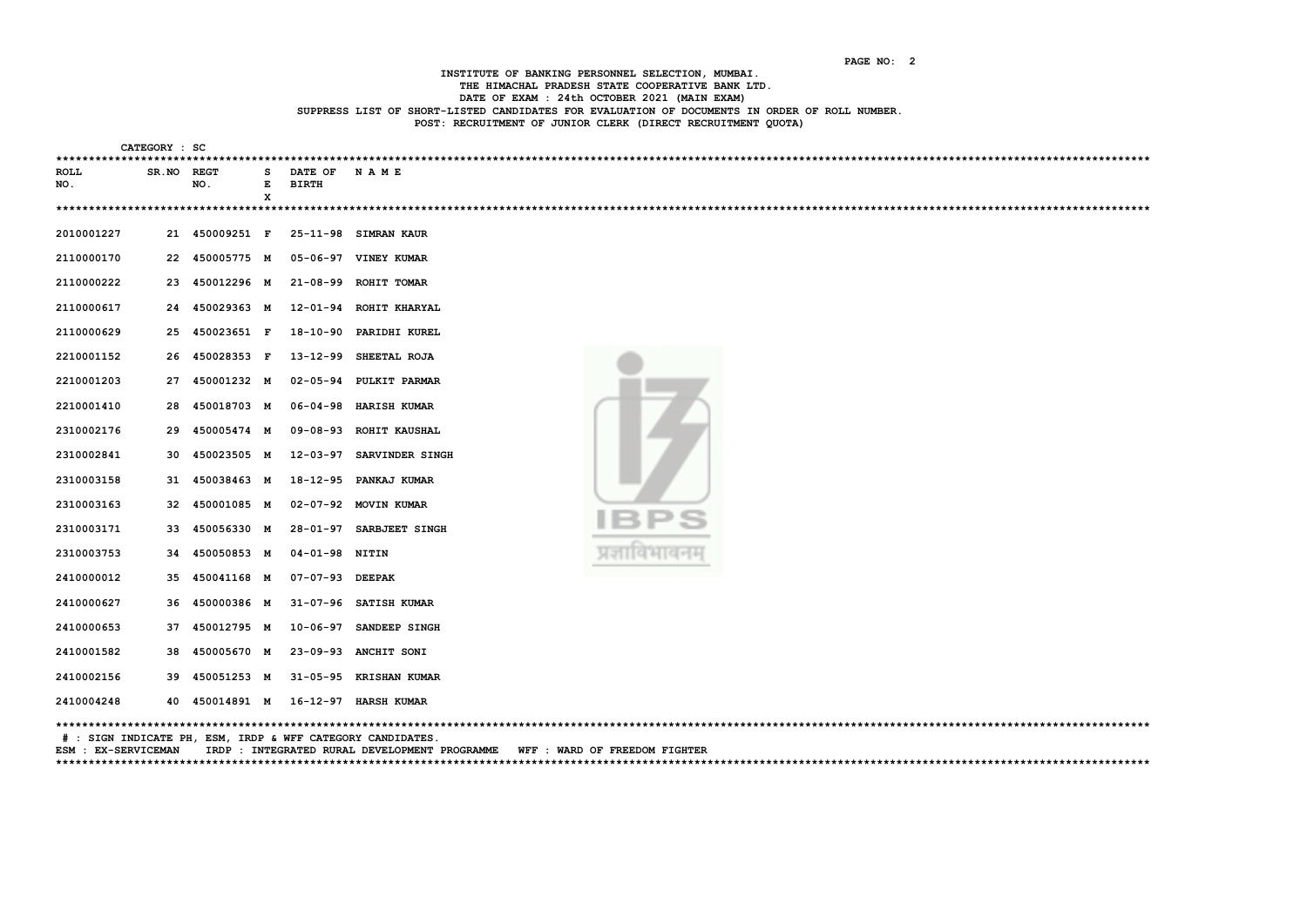INSTITUTE OF BANKING PERSONNEL SELECTION, MUMBAI.
THE HIMACHAL PRADESH STATE COOPERATIVE BANK LTD.
DATE OF EXAM : 24th OCTOBER 2021 (MAIN EXAM)
SUPPRESS LIST OF SHORT-LISTED CANDIDATES FOR EVALUATION OF DOCUMENTS IN ORDER OF ROLL NUMBER.
POST: RECRUITMENT OF JUNIOR CLERK (DIRECT RECRUITMENT QUOTA)

CATEGORY : SC

| ROLL NO. | SR.NO | REGT NO. | SEX | DATE OF BIRTH | N A M E |
|---|---|---|---|---|---|
| 2010001227 | 21 | 450009251 | F | 25-11-98 | SIMRAN KAUR |
| 2110000170 | 22 | 450005775 | M | 05-06-97 | VINEY KUMAR |
| 2110000222 | 23 | 450012296 | M | 21-08-99 | ROHIT TOMAR |
| 2110000617 | 24 | 450029363 | M | 12-01-94 | ROHIT KHARYAL |
| 2110000629 | 25 | 450023651 | F | 18-10-90 | PARIDHI KUREL |
| 2210001152 | 26 | 450028353 | F | 13-12-99 | SHEETAL ROJA |
| 2210001203 | 27 | 450001232 | M | 02-05-94 | PULKIT PARMAR |
| 2210001410 | 28 | 450018703 | M | 06-04-98 | HARISH KUMAR |
| 2310002176 | 29 | 450005474 | M | 09-08-93 | ROHIT KAUSHAL |
| 2310002841 | 30 | 450023505 | M | 12-03-97 | SARVINDER SINGH |
| 2310003158 | 31 | 450038463 | M | 18-12-95 | PANKAJ KUMAR |
| 2310003163 | 32 | 450001085 | M | 02-07-92 | MOVIN KUMAR |
| 2310003171 | 33 | 450056330 | M | 28-01-97 | SARBJEET SINGH |
| 2310003753 | 34 | 450050853 | M | 04-01-98 | NITIN |
| 2410000012 | 35 | 450041168 | M | 07-07-93 | DEEPAK |
| 2410000627 | 36 | 450000386 | M | 31-07-96 | SATISH KUMAR |
| 2410000653 | 37 | 450012795 | M | 10-06-97 | SANDEEP SINGH |
| 2410001582 | 38 | 450005670 | M | 23-09-93 | ANCHIT SONI |
| 2410002156 | 39 | 450051253 | M | 31-05-95 | KRISHAN KUMAR |
| 2410004248 | 40 | 450014891 | M | 16-12-97 | HARSH KUMAR |

# : SIGN INDICATE PH, ESM, IRDP & WFF CATEGORY CANDIDATES.
ESM : EX-SERVICEMAN IRDP : INTEGRATED RURAL DEVELOPMENT PROGRAMME WFF : WARD OF FREEDOM FIGHTER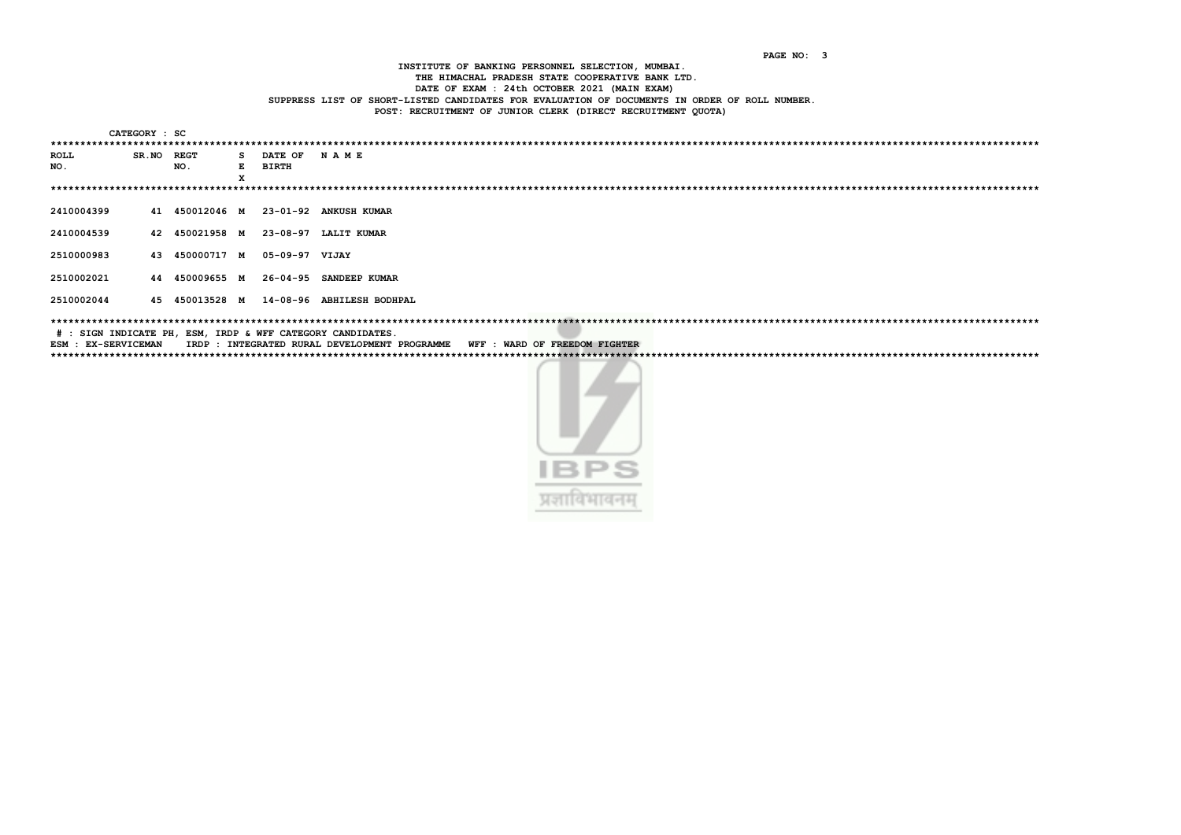INSTITUTE OF BANKING PERSONNEL SELECTION, MUMBAI.
THE HIMACHAL PRADESH STATE COOPERATIVE BANK LTD.
DATE OF EXAM : 24th OCTOBER 2021 (MAIN EXAM)
SUPPRESS LIST OF SHORT-LISTED CANDIDATES FOR EVALUATION OF DOCUMENTS IN ORDER OF ROLL NUMBER.
POST: RECRUITMENT OF JUNIOR CLERK (DIRECT RECRUITMENT QUOTA)

CATEGORY : SC

| ROLL NO. | SR.NO | REGT NO. | SEX | DATE OF BIRTH | N A M E |
|---|---|---|---|---|---|
| 2410004399 | 41 | 450012046 | M | 23-01-92 | ANKUSH KUMAR |
| 2410004539 | 42 | 450021958 | M | 23-08-97 | LALIT KUMAR |
| 2510000983 | 43 | 450000717 | M | 05-09-97 | VIJAY |
| 2510002021 | 44 | 450009655 | M | 26-04-95 | SANDEEP KUMAR |
| 2510002044 | 45 | 450013528 | M | 14-08-96 | ABHILESH BODHPAL |

# : SIGN INDICATE PH, ESM, IRDP & WFF CATEGORY CANDIDATES.
ESM : EX-SERVICEMAN IRDP : INTEGRATED RURAL DEVELOPMENT PROGRAMME WFF : WARD OF FREEDOM FIGHTER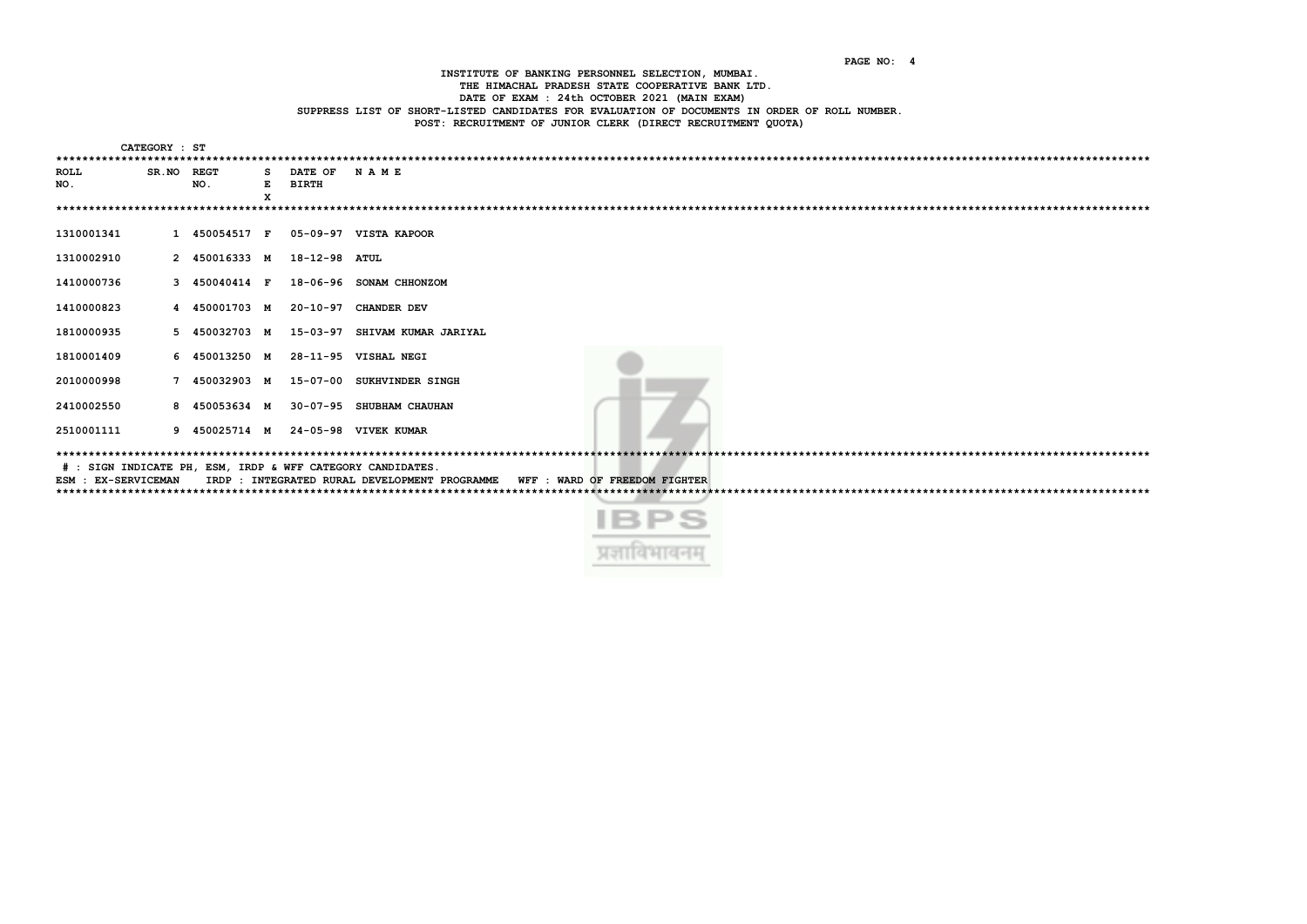INSTITUTE OF BANKING PERSONNEL SELECTION, MUMBAI.

THE HIMACHAL PRADESH STATE COOPERATIVE BANK LTD.

DATE OF EXAM : 24th OCTOBER 2021 (MAIN EXAM)

SUPPRESS LIST OF SHORT-LISTED CANDIDATES FOR EVALUATION OF DOCUMENTS IN ORDER OF ROLL NUMBER.

POST: RECRUITMENT OF JUNIOR CLERK (DIRECT RECRUITMENT QUOTA)

CATEGORY : ST

| ROLL NO. | SR.NO | REGT NO. | SEX | DATE OF BIRTH | NAME |
|---|---|---|---|---|---|
| 1310001341 | 1 | 450054517 | F | 05-09-97 | VISTA KAPOOR |
| 1310002910 | 2 | 450016333 | M | 18-12-98 | ATUL |
| 1410000736 | 3 | 450040414 | F | 18-06-96 | SONAM CHHONZOM |
| 1410000823 | 4 | 450001703 | M | 20-10-97 | CHANDER DEV |
| 1810000935 | 5 | 450032703 | M | 15-03-97 | SHIVAM KUMAR JARIYAL |
| 1810001409 | 6 | 450013250 | M | 28-11-95 | VISHAL NEGI |
| 2010000998 | 7 | 450032903 | M | 15-07-00 | SUKHVINDER SINGH |
| 2410002550 | 8 | 450053634 | M | 30-07-95 | SHUBHAM CHAUHAN |
| 2510001111 | 9 | 450025714 | M | 24-05-98 | VIVEK KUMAR |

# : SIGN INDICATE PH, ESM, IRDP & WFF CATEGORY CANDIDATES.

ESM : EX-SERVICEMAN    IRDP : INTEGRATED RURAL DEVELOPMENT PROGRAMME    WFF : WARD OF FREEDOM FIGHTER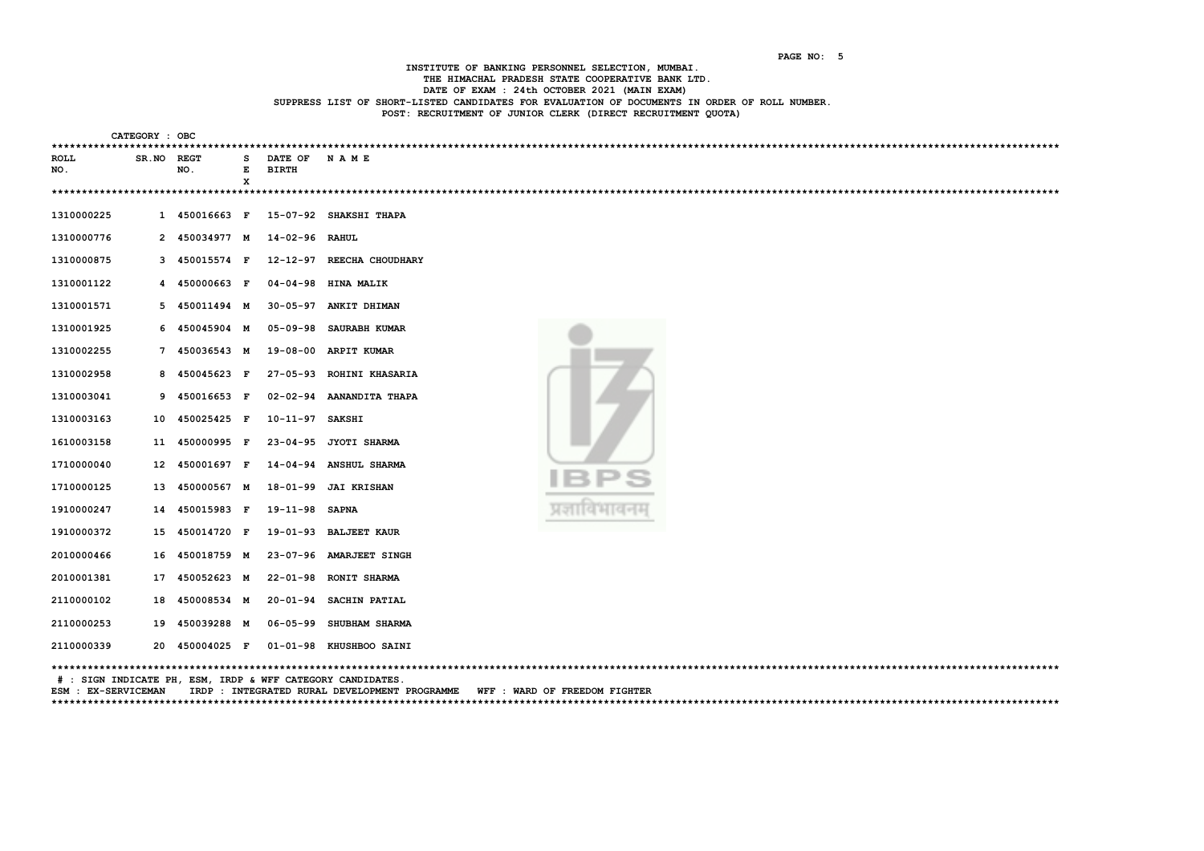INSTITUTE OF BANKING PERSONNEL SELECTION, MUMBAI.
THE HIMACHAL PRADESH STATE COOPERATIVE BANK LTD.
DATE OF EXAM : 24th OCTOBER 2021 (MAIN EXAM)
SUPPRESS LIST OF SHORT-LISTED CANDIDATES FOR EVALUATION OF DOCUMENTS IN ORDER OF ROLL NUMBER.
POST: RECRUITMENT OF JUNIOR CLERK (DIRECT RECRUITMENT QUOTA)

CATEGORY : OBC

| ROLL NO. | SR.NO | REGT NO. | SEX | DATE OF BIRTH | N A M E |
|---|---|---|---|---|---|
| 1310000225 | 1 | 450016663 | F | 15-07-92 | SHAKSHI THAPA |
| 1310000776 | 2 | 450034977 | M | 14-02-96 | RAHUL |
| 1310000875 | 3 | 450015574 | F | 12-12-97 | REECHA CHOUDHARY |
| 1310001122 | 4 | 450000663 | F | 04-04-98 | HINA MALIK |
| 1310001571 | 5 | 450011494 | M | 30-05-97 | ANKIT DHIMAN |
| 1310001925 | 6 | 450045904 | M | 05-09-98 | SAURABH KUMAR |
| 1310002255 | 7 | 450036543 | M | 19-08-00 | ARPIT KUMAR |
| 1310002958 | 8 | 450045623 | F | 27-05-93 | ROHINI KHASARIA |
| 1310003041 | 9 | 450016653 | F | 02-02-94 | AANANDITA THAPA |
| 1310003163 | 10 | 450025425 | F | 10-11-97 | SAKSHI |
| 1610003158 | 11 | 450000995 | F | 23-04-95 | JYOTI SHARMA |
| 1710000040 | 12 | 450001697 | F | 14-04-94 | ANSHUL SHARMA |
| 1710000125 | 13 | 450000567 | M | 18-01-99 | JAI KRISHAN |
| 1910000247 | 14 | 450015983 | F | 19-11-98 | SAPNA |
| 1910000372 | 15 | 450014720 | F | 19-01-93 | BALJEET KAUR |
| 2010000466 | 16 | 450018759 | M | 23-07-96 | AMARJEET SINGH |
| 2010001381 | 17 | 450052623 | M | 22-01-98 | RONIT SHARMA |
| 2110000102 | 18 | 450008534 | M | 20-01-94 | SACHIN PATIAL |
| 2110000253 | 19 | 450039288 | M | 06-05-99 | SHUBHAM SHARMA |
| 2110000339 | 20 | 450004025 | F | 01-01-98 | KHUSHBOO SAINI |

# : SIGN INDICATE PH, ESM, IRDP & WFF CATEGORY CANDIDATES.
ESM : EX-SERVICEMAN IRDP : INTEGRATED RURAL DEVELOPMENT PROGRAMME WFF : WARD OF FREEDOM FIGHTER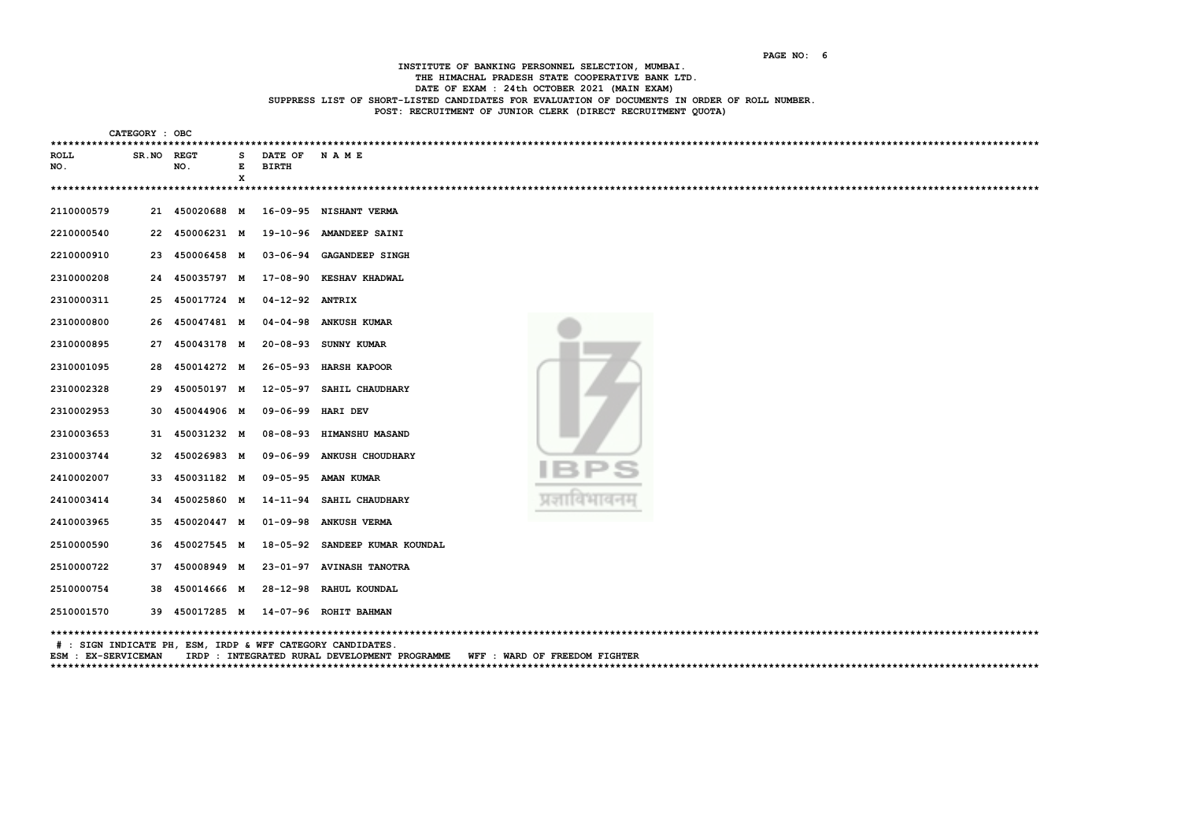INSTITUTE OF BANKING PERSONNEL SELECTION, MUMBAI.
THE HIMACHAL PRADESH STATE COOPERATIVE BANK LTD.
DATE OF EXAM : 24th OCTOBER 2021 (MAIN EXAM)
SUPPRESS LIST OF SHORT-LISTED CANDIDATES FOR EVALUATION OF DOCUMENTS IN ORDER OF ROLL NUMBER.
POST: RECRUITMENT OF JUNIOR CLERK (DIRECT RECRUITMENT QUOTA)

CATEGORY : OBC

| ROLL NO. | SR.NO | REGT NO. | SEX | DATE OF BIRTH | N A M E |
|---|---|---|---|---|---|
| 2110000579 | 21 | 450020688 | M | 16-09-95 | NISHANT VERMA |
| 2210000540 | 22 | 450006231 | M | 19-10-96 | AMANDEEP SAINI |
| 2210000910 | 23 | 450006458 | M | 03-06-94 | GAGANDEEP SINGH |
| 2310000208 | 24 | 450035797 | M | 17-08-90 | KESHAV KHADWAL |
| 2310000311 | 25 | 450017724 | M | 04-12-92 | ANTRIX |
| 2310000800 | 26 | 450047481 | M | 04-04-98 | ANKUSH KUMAR |
| 2310000895 | 27 | 450043178 | M | 20-08-93 | SUNNY KUMAR |
| 2310001095 | 28 | 450014272 | M | 26-05-93 | HARSH KAPOOR |
| 2310002328 | 29 | 450050197 | M | 12-05-97 | SAHIL CHAUDHARY |
| 2310002953 | 30 | 450044906 | M | 09-06-99 | HARI DEV |
| 2310003653 | 31 | 450031232 | M | 08-08-93 | HIMANSHU MASAND |
| 2310003744 | 32 | 450026983 | M | 09-06-99 | ANKUSH CHOUDHARY |
| 2410002007 | 33 | 450031182 | M | 09-05-95 | AMAN KUMAR |
| 2410003414 | 34 | 450025860 | M | 14-11-94 | SAHIL CHAUDHARY |
| 2410003965 | 35 | 450020447 | M | 01-09-98 | ANKUSH VERMA |
| 2510000590 | 36 | 450027545 | M | 18-05-92 | SANDEEP KUMAR KOUNDAL |
| 2510000722 | 37 | 450008949 | M | 23-01-97 | AVINASH TANOTRA |
| 2510000754 | 38 | 450014666 | M | 28-12-98 | RAHUL KOUNDAL |
| 2510001570 | 39 | 450017285 | M | 14-07-96 | ROHIT BAHMAN |

# : SIGN INDICATE PH, ESM, IRDP & WFF CATEGORY CANDIDATES.
ESM : EX-SERVICEMAN    IRDP : INTEGRATED RURAL DEVELOPMENT PROGRAMME    WFF : WARD OF FREEDOM FIGHTER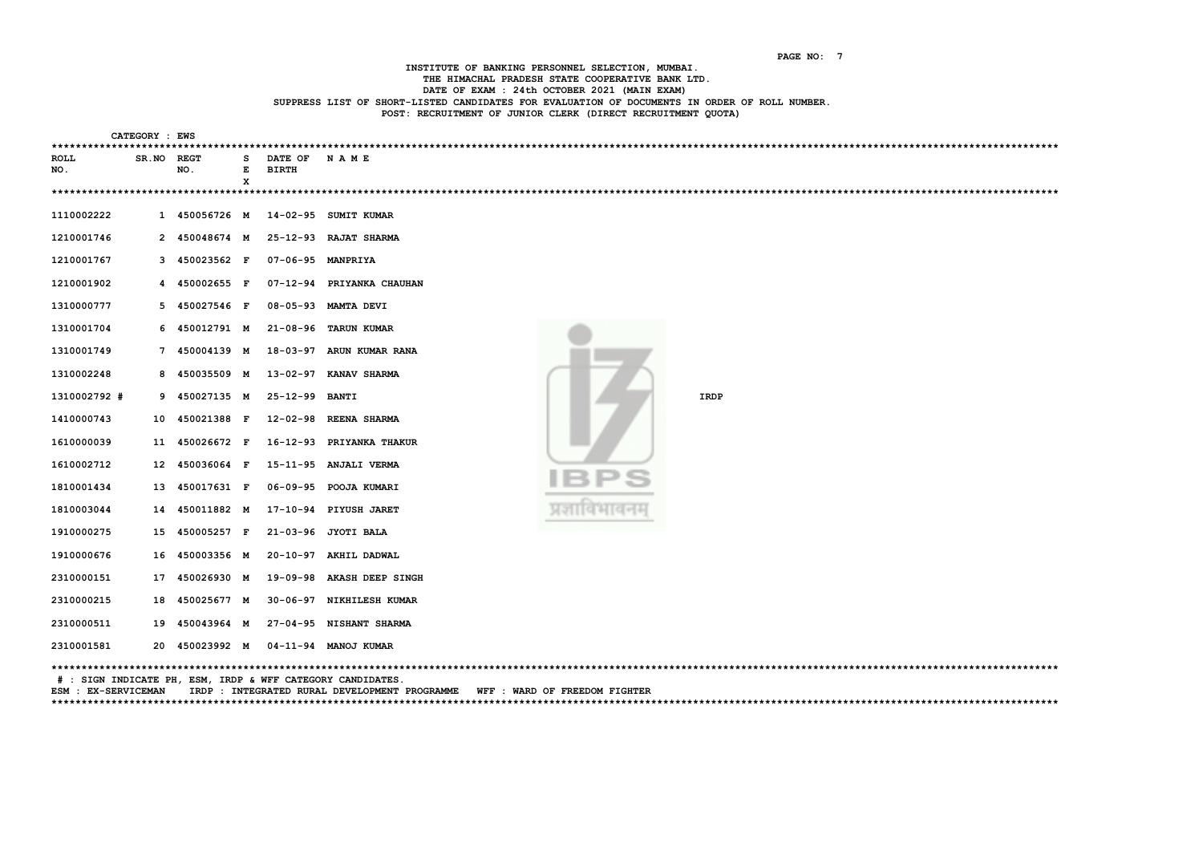INSTITUTE OF BANKING PERSONNEL SELECTION, MUMBAI.
THE HIMACHAL PRADESH STATE COOPERATIVE BANK LTD.
DATE OF EXAM : 24th OCTOBER 2021 (MAIN EXAM)
SUPPRESS LIST OF SHORT-LISTED CANDIDATES FOR EVALUATION OF DOCUMENTS IN ORDER OF ROLL NUMBER.
POST: RECRUITMENT OF JUNIOR CLERK (DIRECT RECRUITMENT QUOTA)

CATEGORY : EWS

| ROLL NO. | SR.NO | REGT NO. | SEX | DATE OF BIRTH | N A M E | |
|---|---|---|---|---|---|---|
| 1110002222 | 1 | 450056726 | M | 14-02-95 | SUMIT KUMAR | |
| 1210001746 | 2 | 450048674 | M | 25-12-93 | RAJAT SHARMA | |
| 1210001767 | 3 | 450023562 | F | 07-06-95 | MANPRIYA | |
| 1210001902 | 4 | 450002655 | F | 07-12-94 | PRIYANKA CHAUHAN | |
| 1310000777 | 5 | 450027546 | F | 08-05-93 | MAMTA DEVI | |
| 1310001704 | 6 | 450012791 | M | 21-08-96 | TARUN KUMAR | |
| 1310001749 | 7 | 450004139 | M | 18-03-97 | ARUN KUMAR RANA | |
| 1310002248 | 8 | 450035509 | M | 13-02-97 | KANAV SHARMA | |
| 1310002792 # | 9 | 450027135 | M | 25-12-99 | BANTI | IRDP |
| 1410000743 | 10 | 450021388 | F | 12-02-98 | REENA SHARMA | |
| 1610000039 | 11 | 450026672 | F | 16-12-93 | PRIYANKA THAKUR | |
| 1610002712 | 12 | 450036064 | F | 15-11-95 | ANJALI VERMA | |
| 1810001434 | 13 | 450017631 | F | 06-09-95 | POOJA KUMARI | |
| 1810003044 | 14 | 450011882 | M | 17-10-94 | PIYUSH JARET | |
| 1910000275 | 15 | 450005257 | F | 21-03-96 | JYOTI BALA | |
| 1910000676 | 16 | 450003356 | M | 20-10-97 | AKHIL DADWAL | |
| 2310000151 | 17 | 450026930 | M | 19-09-98 | AKASH DEEP SINGH | |
| 2310000215 | 18 | 450025677 | M | 30-06-97 | NIKHILESH KUMAR | |
| 2310000511 | 19 | 450043964 | M | 27-04-95 | NISHANT SHARMA | |
| 2310001581 | 20 | 450023992 | M | 04-11-94 | MANOJ KUMAR | |

# : SIGN INDICATE PH, ESM, IRDP & WFF CATEGORY CANDIDATES.
ESM : EX-SERVICEMAN   IRDP : INTEGRATED RURAL DEVELOPMENT PROGRAMME   WFF : WARD OF FREEDOM FIGHTER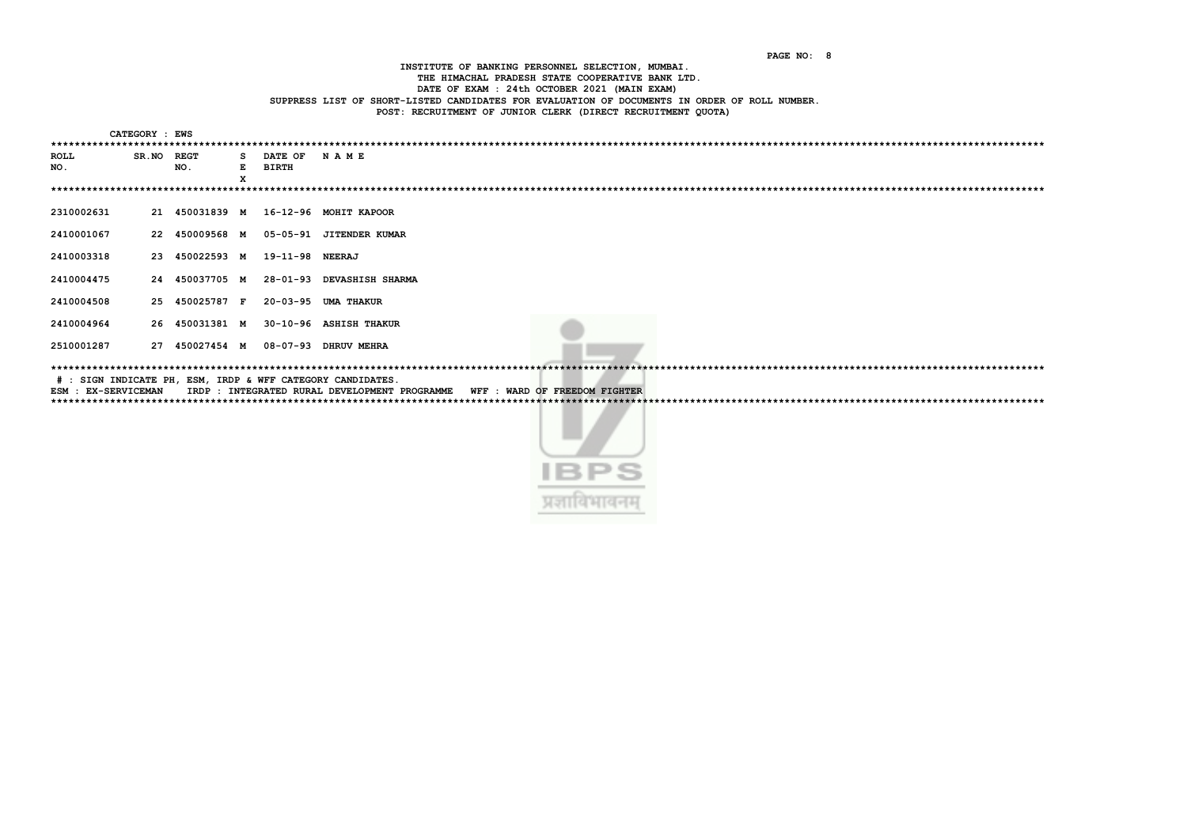INSTITUTE OF BANKING PERSONNEL SELECTION, MUMBAI.
THE HIMACHAL PRADESH STATE COOPERATIVE BANK LTD.
DATE OF EXAM : 24th OCTOBER 2021 (MAIN EXAM)
SUPPRESS LIST OF SHORT-LISTED CANDIDATES FOR EVALUATION OF DOCUMENTS IN ORDER OF ROLL NUMBER.
POST: RECRUITMENT OF JUNIOR CLERK (DIRECT RECRUITMENT QUOTA)

CATEGORY : EWS

| ROLL NO. | SR.NO | REGT NO. | SEX | DATE OF BIRTH | N A M E |
|---|---|---|---|---|---|
| 2310002631 | 21 | 450031839 | M | 16-12-96 | MOHIT KAPOOR |
| 2410001067 | 22 | 450009568 | M | 05-05-91 | JITENDER KUMAR |
| 2410003318 | 23 | 450022593 | M | 19-11-98 | NEERAJ |
| 2410004475 | 24 | 450037705 | M | 28-01-93 | DEVASHISH SHARMA |
| 2410004508 | 25 | 450025787 | F | 20-03-95 | UMA THAKUR |
| 2410004964 | 26 | 450031381 | M | 30-10-96 | ASHISH THAKUR |
| 2510001287 | 27 | 450027454 | M | 08-07-93 | DHRUV MEHRA |

# : SIGN INDICATE PH, ESM, IRDP & WFF CATEGORY CANDIDATES.
ESM : EX-SERVICEMAN IRDP : INTEGRATED RURAL DEVELOPMENT PROGRAMME WFF : WARD OF FREEDOM FIGHTER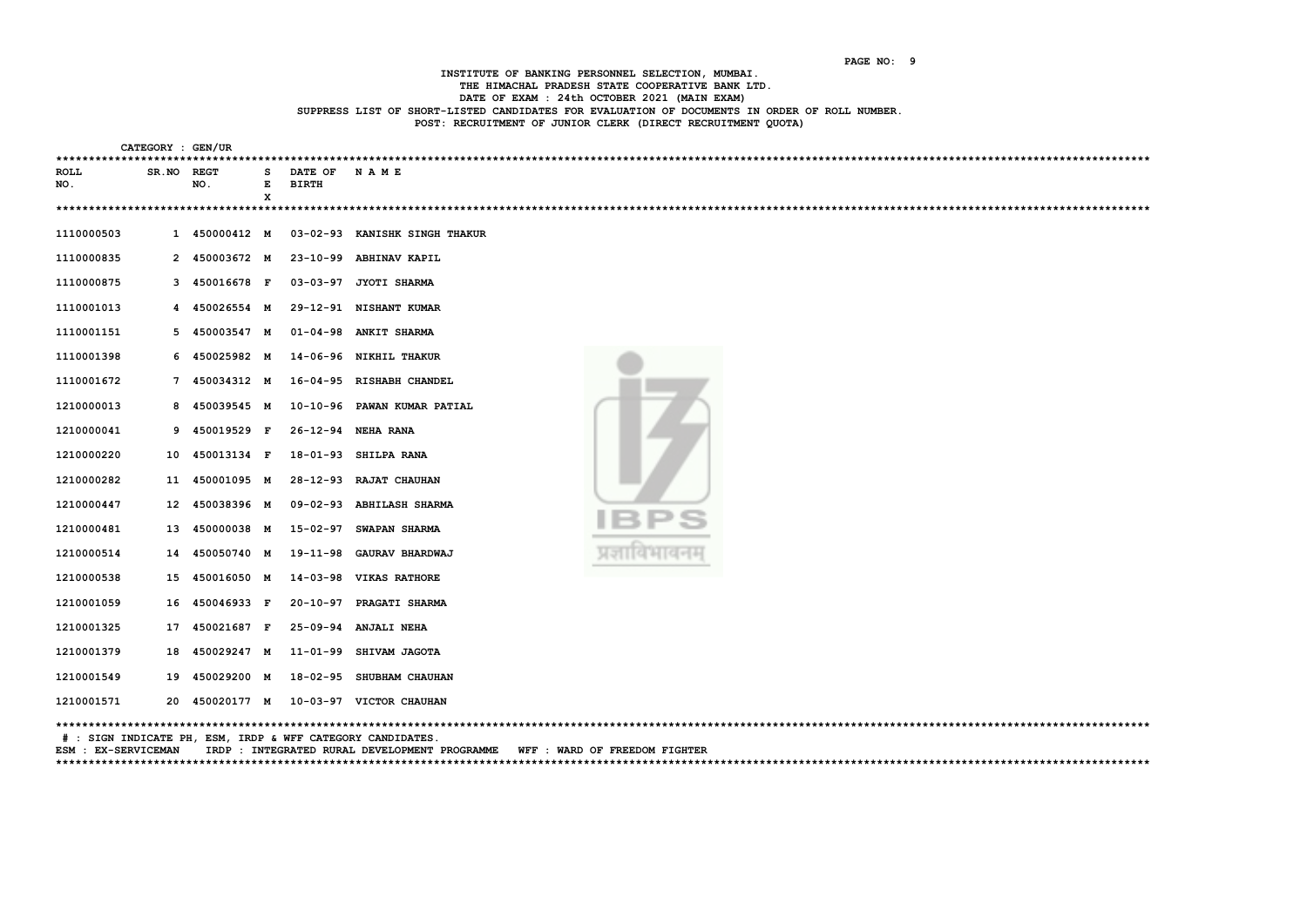INSTITUTE OF BANKING PERSONNEL SELECTION, MUMBAI.
THE HIMACHAL PRADESH STATE COOPERATIVE BANK LTD.
DATE OF EXAM : 24th OCTOBER 2021 (MAIN EXAM)
SUPPRESS LIST OF SHORT-LISTED CANDIDATES FOR EVALUATION OF DOCUMENTS IN ORDER OF ROLL NUMBER.
POST: RECRUITMENT OF JUNIOR CLERK (DIRECT RECRUITMENT QUOTA)

CATEGORY : GEN/UR

| ROLL NO. | SR.NO | REGT NO. | SEX | DATE OF BIRTH | N A M E |
|---|---|---|---|---|---|
| 1110000503 | 1 | 450000412 | M | 03-02-93 | KANISHK SINGH THAKUR |
| 1110000835 | 2 | 450003672 | M | 23-10-99 | ABHINAV KAPIL |
| 1110000875 | 3 | 450016678 | F | 03-03-97 | JYOTI SHARMA |
| 1110001013 | 4 | 450026554 | M | 29-12-91 | NISHANT KUMAR |
| 1110001151 | 5 | 450003547 | M | 01-04-98 | ANKIT SHARMA |
| 1110001398 | 6 | 450025982 | M | 14-06-96 | NIKHIL THAKUR |
| 1110001672 | 7 | 450034312 | M | 16-04-95 | RISHABH CHANDEL |
| 1210000013 | 8 | 450039545 | M | 10-10-96 | PAWAN KUMAR PATIAL |
| 1210000041 | 9 | 450019529 | F | 26-12-94 | NEHA RANA |
| 1210000220 | 10 | 450013134 | F | 18-01-93 | SHILPA RANA |
| 1210000282 | 11 | 450001095 | M | 28-12-93 | RAJAT CHAUHAN |
| 1210000447 | 12 | 450038396 | M | 09-02-93 | ABHILASH SHARMA |
| 1210000481 | 13 | 450000038 | M | 15-02-97 | SWAPAN SHARMA |
| 1210000514 | 14 | 450050740 | M | 19-11-98 | GAURAV BHARDWAJ |
| 1210000538 | 15 | 450016050 | M | 14-03-98 | VIKAS RATHORE |
| 1210001059 | 16 | 450046933 | F | 20-10-97 | PRAGATI SHARMA |
| 1210001325 | 17 | 450021687 | F | 25-09-94 | ANJALI NEHA |
| 1210001379 | 18 | 450029247 | M | 11-01-99 | SHIVAM JAGOTA |
| 1210001549 | 19 | 450029200 | M | 18-02-95 | SHUBHAM CHAUHAN |
| 1210001571 | 20 | 450020177 | M | 10-03-97 | VICTOR CHAUHAN |

# : SIGN INDICATE PH, ESM, IRDP & WFF CATEGORY CANDIDATES.
ESM : EX-SERVICEMAN IRDP : INTEGRATED RURAL DEVELOPMENT PROGRAMME WFF : WARD OF FREEDOM FIGHTER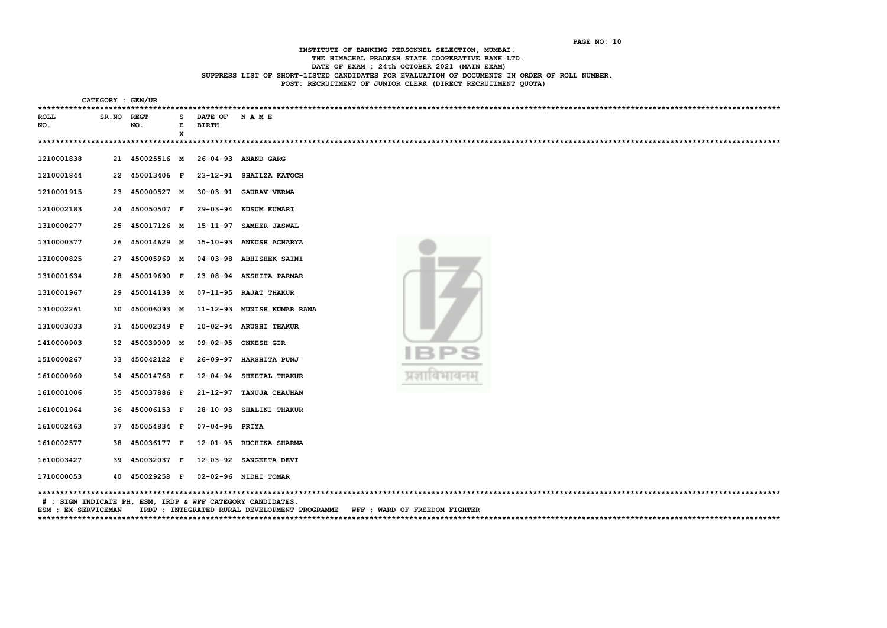INSTITUTE OF BANKING PERSONNEL SELECTION, MUMBAI.
THE HIMACHAL PRADESH STATE COOPERATIVE BANK LTD.
DATE OF EXAM : 24th OCTOBER 2021 (MAIN EXAM)
SUPPRESS LIST OF SHORT-LISTED CANDIDATES FOR EVALUATION OF DOCUMENTS IN ORDER OF ROLL NUMBER.
POST: RECRUITMENT OF JUNIOR CLERK (DIRECT RECRUITMENT QUOTA)

CATEGORY : GEN/UR

| ROLL NO. | SR.NO | REGT NO. | SEX | DATE OF BIRTH | N A M E |
|---|---|---|---|---|---|
| 1210001838 | 21 | 450025516 | M | 26-04-93 | ANAND GARG |
| 1210001844 | 22 | 450013406 | F | 23-12-91 | SHAILZA KATOCH |
| 1210001915 | 23 | 450000527 | M | 30-03-91 | GAURAV VERMA |
| 1210002183 | 24 | 450050507 | F | 29-03-94 | KUSUM KUMARI |
| 1310000277 | 25 | 450017126 | M | 15-11-97 | SAMEER JASWAL |
| 1310000377 | 26 | 450014629 | M | 15-10-93 | ANKUSH ACHARYA |
| 1310000825 | 27 | 450005969 | M | 04-03-98 | ABHISHEK SAINI |
| 1310001634 | 28 | 450019690 | F | 23-08-94 | AKSHITA PARMAR |
| 1310001967 | 29 | 450014139 | M | 07-11-95 | RAJAT THAKUR |
| 1310002261 | 30 | 450006093 | M | 11-12-93 | MUNISH KUMAR RANA |
| 1310003033 | 31 | 450002349 | F | 10-02-94 | ARUSHI THAKUR |
| 1410000903 | 32 | 450039009 | M | 09-02-95 | ONKESH GIR |
| 1510000267 | 33 | 450042122 | F | 26-09-97 | HARSHITA PUNJ |
| 1610000960 | 34 | 450014768 | F | 12-04-94 | SHEETAL THAKUR |
| 1610001006 | 35 | 450037886 | F | 21-12-97 | TANUJA CHAUHAN |
| 1610001964 | 36 | 450006153 | F | 28-10-93 | SHALINI THAKUR |
| 1610002463 | 37 | 450054834 | F | 07-04-96 | PRIYA |
| 1610002577 | 38 | 450036177 | F | 12-01-95 | RUCHIKA SHARMA |
| 1610003427 | 39 | 450032037 | F | 12-03-92 | SANGEETA DEVI |
| 1710000053 | 40 | 450029258 | F | 02-02-96 | NIDHI TOMAR |

# : SIGN INDICATE PH, ESM, IRDP & WFF CATEGORY CANDIDATES.
ESM : EX-SERVICEMAN IRDP : INTEGRATED RURAL DEVELOPMENT PROGRAMME WFF : WARD OF FREEDOM FIGHTER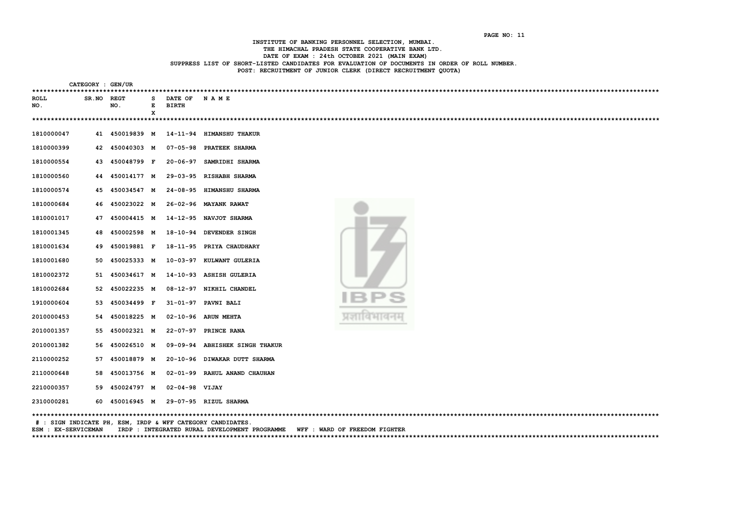INSTITUTE OF BANKING PERSONNEL SELECTION, MUMBAI.
THE HIMACHAL PRADESH STATE COOPERATIVE BANK LTD.
DATE OF EXAM : 24th OCTOBER 2021 (MAIN EXAM)
SUPPRESS LIST OF SHORT-LISTED CANDIDATES FOR EVALUATION OF DOCUMENTS IN ORDER OF ROLL NUMBER.
POST: RECRUITMENT OF JUNIOR CLERK (DIRECT RECRUITMENT QUOTA)

CATEGORY : GEN/UR

| ROLL NO. | SR.NO | REGT NO. | SEX | DATE OF BIRTH | N A M E |
|---|---|---|---|---|---|
| 1810000047 | 41 | 450019839 | M | 14-11-94 | HIMANSHU THAKUR |
| 1810000399 | 42 | 450040303 | M | 07-05-98 | PRATEEK SHARMA |
| 1810000554 | 43 | 450048799 | F | 20-06-97 | SAMRIDHI SHARMA |
| 1810000560 | 44 | 450014177 | M | 29-03-95 | RISHABH SHARMA |
| 1810000574 | 45 | 450034547 | M | 24-08-95 | HIMANSHU SHARMA |
| 1810000684 | 46 | 450023022 | M | 26-02-96 | MAYANK RAWAT |
| 1810001017 | 47 | 450004415 | M | 14-12-95 | NAVJOT SHARMA |
| 1810001345 | 48 | 450002598 | M | 18-10-94 | DEVENDER SINGH |
| 1810001634 | 49 | 450019881 | F | 18-11-95 | PRIYA CHAUDHARY |
| 1810001680 | 50 | 450025333 | M | 10-03-97 | KULWANT GULERIA |
| 1810002372 | 51 | 450034617 | M | 14-10-93 | ASHISH GULERIA |
| 1810002684 | 52 | 450022235 | M | 08-12-97 | NIKHIL CHANDEL |
| 1910000604 | 53 | 450034499 | F | 31-01-97 | PAVNI BALI |
| 2010000453 | 54 | 450018225 | M | 02-10-96 | ARUN MEHTA |
| 2010001357 | 55 | 450002321 | M | 22-07-97 | PRINCE RANA |
| 2010001382 | 56 | 450026510 | M | 09-09-94 | ABHISHEK SINGH THAKUR |
| 2110000252 | 57 | 450018879 | M | 20-10-96 | DIWAKAR DUTT SHARMA |
| 2110000648 | 58 | 450013756 | M | 02-01-99 | RAHUL ANAND CHAUHAN |
| 2210000357 | 59 | 450024797 | M | 02-04-98 | VIJAY |
| 2310000281 | 60 | 450016945 | M | 29-07-95 | RIZUL SHARMA |

# : SIGN INDICATE PH, ESM, IRDP & WFF CATEGORY CANDIDATES.
ESM : EX-SERVICEMAN IRDP : INTEGRATED RURAL DEVELOPMENT PROGRAMME WFF : WARD OF FREEDOM FIGHTER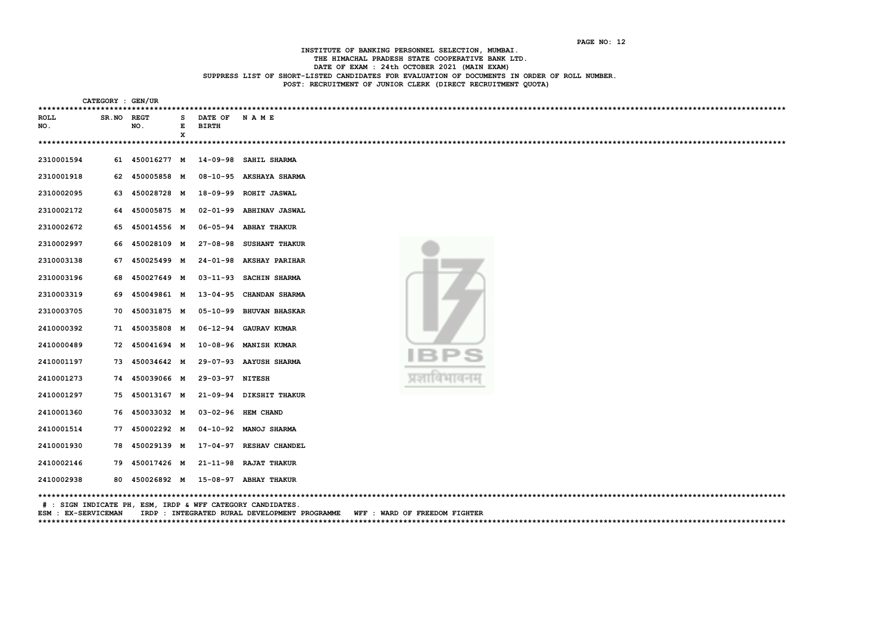INSTITUTE OF BANKING PERSONNEL SELECTION, MUMBAI.
THE HIMACHAL PRADESH STATE COOPERATIVE BANK LTD.
DATE OF EXAM : 24th OCTOBER 2021 (MAIN EXAM)
SUPPRESS LIST OF SHORT-LISTED CANDIDATES FOR EVALUATION OF DOCUMENTS IN ORDER OF ROLL NUMBER.
POST: RECRUITMENT OF JUNIOR CLERK (DIRECT RECRUITMENT QUOTA)

CATEGORY : GEN/UR

| ROLL NO. | SR.NO | REGT NO. | SEX | DATE OF BIRTH | N A M E |
|---|---|---|---|---|---|
| 2310001594 | 61 | 450016277 | M | 14-09-98 | SAHIL SHARMA |
| 2310001918 | 62 | 450005858 | M | 08-10-95 | AKSHAYA SHARMA |
| 2310002095 | 63 | 450028728 | M | 18-09-99 | ROHIT JASWAL |
| 2310002172 | 64 | 450005875 | M | 02-01-99 | ABHINAV JASWAL |
| 2310002672 | 65 | 450014556 | M | 06-05-94 | ABHAY THAKUR |
| 2310002997 | 66 | 450028109 | M | 27-08-98 | SUSHANT THAKUR |
| 2310003138 | 67 | 450025499 | M | 24-01-98 | AKSHAY PARIHAR |
| 2310003196 | 68 | 450027649 | M | 03-11-93 | SACHIN SHARMA |
| 2310003319 | 69 | 450049861 | M | 13-04-95 | CHANDAN SHARMA |
| 2310003705 | 70 | 450031875 | M | 05-10-99 | BHUVAN BHASKAR |
| 2410000392 | 71 | 450035808 | M | 06-12-94 | GAURAV KUMAR |
| 2410000489 | 72 | 450041694 | M | 10-08-96 | MANISH KUMAR |
| 2410001197 | 73 | 450034642 | M | 29-07-93 | AAYUSH SHARMA |
| 2410001273 | 74 | 450039066 | M | 29-03-97 | NITESH |
| 2410001297 | 75 | 450013167 | M | 21-09-94 | DIKSHIT THAKUR |
| 2410001360 | 76 | 450033032 | M | 03-02-96 | HEM CHAND |
| 2410001514 | 77 | 450002292 | M | 04-10-92 | MANOJ SHARMA |
| 2410001930 | 78 | 450029139 | M | 17-04-97 | RESHAV CHANDEL |
| 2410002146 | 79 | 450017426 | M | 21-11-98 | RAJAT THAKUR |
| 2410002938 | 80 | 450026892 | M | 15-08-97 | ABHAY THAKUR |

# : SIGN INDICATE PH, ESM, IRDP & WFF CATEGORY CANDIDATES.
ESM : EX-SERVICEMAN    IRDP : INTEGRATED RURAL DEVELOPMENT PROGRAMME    WFF : WARD OF FREEDOM FIGHTER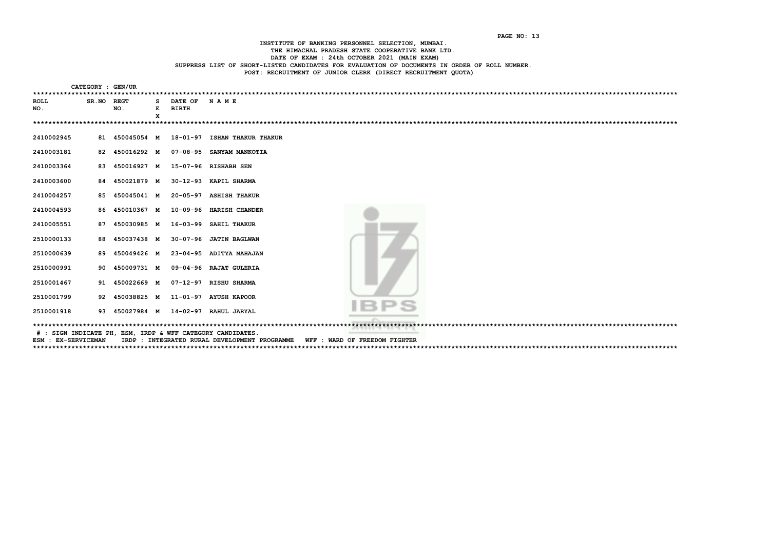INSTITUTE OF BANKING PERSONNEL SELECTION, MUMBAI.
THE HIMACHAL PRADESH STATE COOPERATIVE BANK LTD.
DATE OF EXAM : 24th OCTOBER 2021 (MAIN EXAM)
SUPPRESS LIST OF SHORT-LISTED CANDIDATES FOR EVALUATION OF DOCUMENTS IN ORDER OF ROLL NUMBER.
POST: RECRUITMENT OF JUNIOR CLERK (DIRECT RECRUITMENT QUOTA)

CATEGORY : GEN/UR

| ROLL NO. | SR.NO | REGT NO. | SEX | DATE OF BIRTH | NAME |
|---|---|---|---|---|---|
| 2410002945 | 81 | 450045054 | M | 18-01-97 | ISHAN THAKUR THAKUR |
| 2410003181 | 82 | 450016292 | M | 07-08-95 | SANYAM MANKOTIA |
| 2410003364 | 83 | 450016927 | M | 15-07-96 | RISHABH SEN |
| 2410003600 | 84 | 450021879 | M | 30-12-93 | KAPIL SHARMA |
| 2410004257 | 85 | 450045041 | M | 20-05-97 | ASHISH THAKUR |
| 2410004593 | 86 | 450010367 | M | 10-09-96 | HARISH CHANDER |
| 2410005551 | 87 | 450030985 | M | 16-03-99 | SAHIL THAKUR |
| 2510000133 | 88 | 450037438 | M | 30-07-96 | JATIN BAGLWAN |
| 2510000639 | 89 | 450049426 | M | 23-04-95 | ADITYA MAHAJAN |
| 2510000991 | 90 | 450009731 | M | 09-04-96 | RAJAT GULERIA |
| 2510001467 | 91 | 450022669 | M | 07-12-97 | RISHU SHARMA |
| 2510001799 | 92 | 450038825 | M | 11-01-97 | AYUSH KAPOOR |
| 2510001918 | 93 | 450027984 | M | 14-02-97 | RAHUL JARYAL |

# : SIGN INDICATE PH, ESM, IRDP & WFF CATEGORY CANDIDATES.

ESM : EX-SERVICEMAN    IRDP : INTEGRATED RURAL DEVELOPMENT PROGRAMME    WFF : WARD OF FREEDOM FIGHTER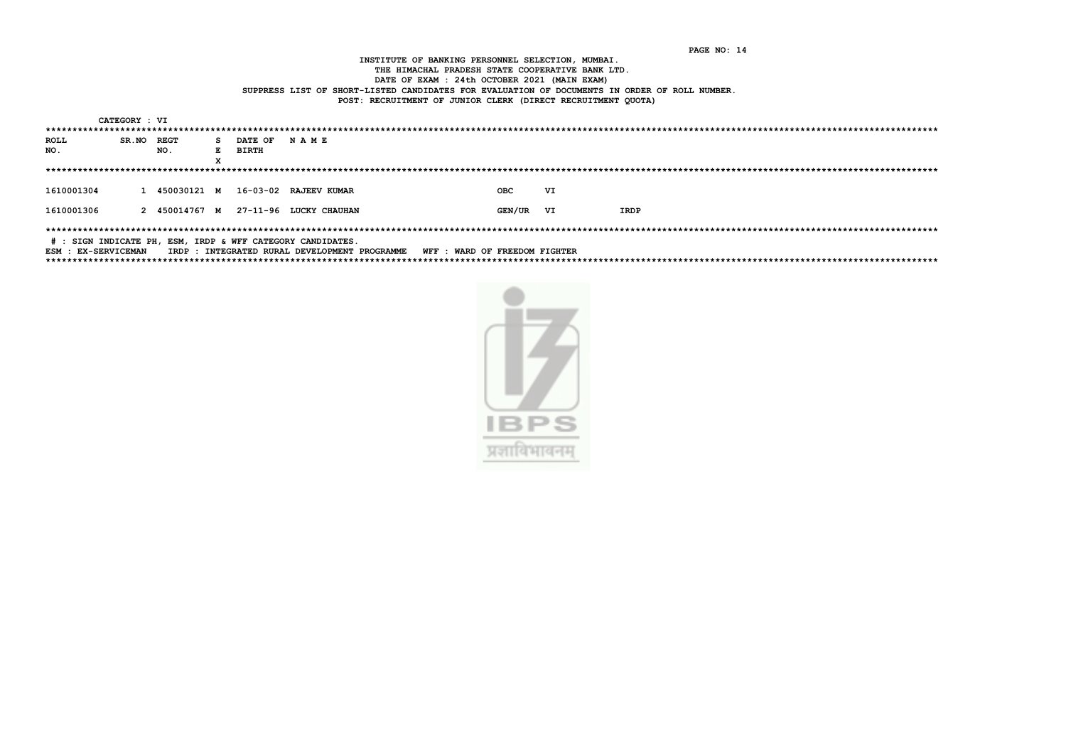**INSTITUTE OF BANKING PERSONNEL SELECTION, MUMBAI.**
**THE HIMACHAL PRADESH STATE COOPERATIVE BANK LTD.**
**DATE OF EXAM : 24th OCTOBER 2021 (MAIN EXAM)**
**SUPPRESS LIST OF SHORT-LISTED CANDIDATES FOR EVALUATION OF DOCUMENTS IN ORDER OF ROLL NUMBER.**
**POST: RECRUITMENT OF JUNIOR CLERK (DIRECT RECRUITMENT QUOTA)**

CATEGORY : VI

| ROLL NO. | SR.NO | REGT NO. | SEX | DATE OF BIRTH | N A M E | | | |
|---|---|---|---|---|---|---|---|---|
| 1610001304 | 1 | 450030121 | M | 16-03-02 | RAJEEV KUMAR | OBC | VI | |
| 1610001306 | 2 | 450014767 | M | 27-11-96 | LUCKY CHAUHAN | GEN/UR | VI | IRDP |

# : SIGN INDICATE PH, ESM, IRDP & WFF CATEGORY CANDIDATES.
ESM : EX-SERVICEMAN IRDP : INTEGRATED RURAL DEVELOPMENT PROGRAMME WFF : WARD OF FREEDOM FIGHTER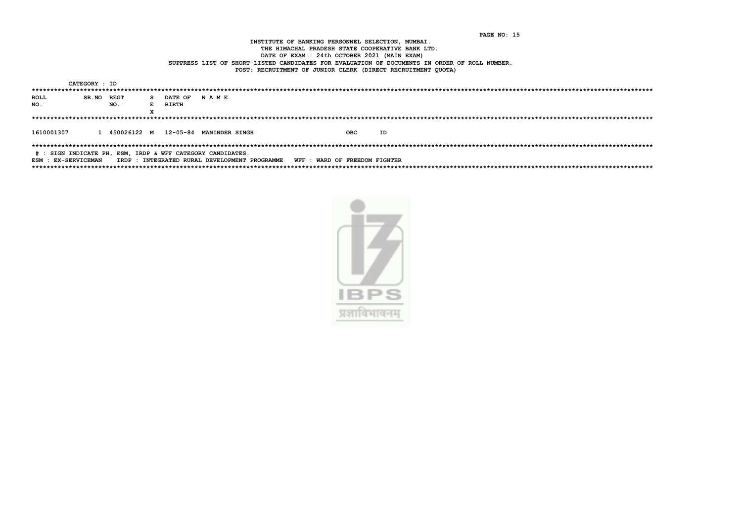INSTITUTE OF BANKING PERSONNEL SELECTION, MUMBAI.
THE HIMACHAL PRADESH STATE COOPERATIVE BANK LTD.
DATE OF EXAM : 24th OCTOBER 2021 (MAIN EXAM)
SUPPRESS LIST OF SHORT-LISTED CANDIDATES FOR EVALUATION OF DOCUMENTS IN ORDER OF ROLL NUMBER.
POST: RECRUITMENT OF JUNIOR CLERK (DIRECT RECRUITMENT QUOTA)

CATEGORY : ID

| ROLL NO. | SR.NO | REGT NO. | SEX | DATE OF BIRTH | N A M E | | |
|---|---|---|---|---|---|---|---|
| 1610001307 | 1 | 450026122 | M | 12-05-84 | MANINDER SINGH | OBC | ID |

# : SIGN INDICATE PH, ESM, IRDP & WFF CATEGORY CANDIDATES.
ESM : EX-SERVICEMAN IRDP : INTEGRATED RURAL DEVELOPMENT PROGRAMME WFF : WARD OF FREEDOM FIGHTER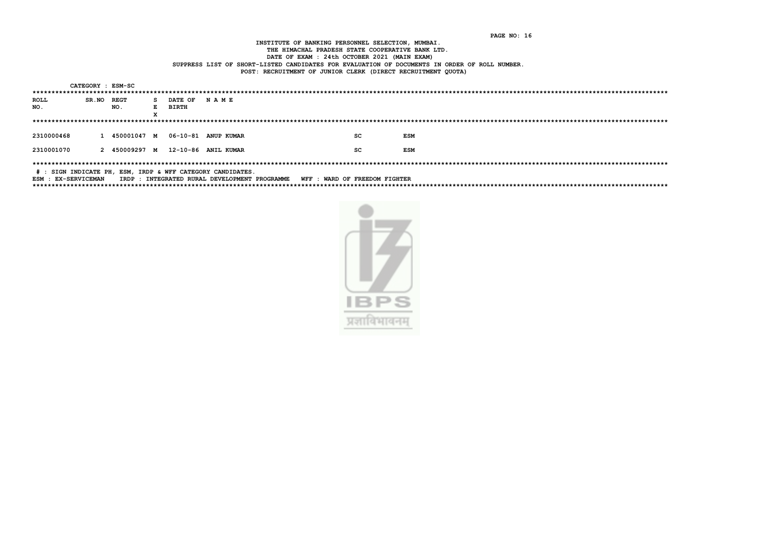INSTITUTE OF BANKING PERSONNEL SELECTION, MUMBAI.
THE HIMACHAL PRADESH STATE COOPERATIVE BANK LTD.
DATE OF EXAM : 24th OCTOBER 2021 (MAIN EXAM)
SUPPRESS LIST OF SHORT-LISTED CANDIDATES FOR EVALUATION OF DOCUMENTS IN ORDER OF ROLL NUMBER.
POST: RECRUITMENT OF JUNIOR CLERK (DIRECT RECRUITMENT QUOTA)

CATEGORY : ESM-SC

| ROLL NO. | SR.NO | REGT NO. | SEX | DATE OF BIRTH | N A M E | | |
|---|---|---|---|---|---|---|---|
| 2310000468 | 1 | 450001047 | M | 06-10-81 | ANUP KUMAR | SC | ESM |
| 2310001070 | 2 | 450009297 | M | 12-10-86 | ANIL KUMAR | SC | ESM |

# : SIGN INDICATE PH, ESM, IRDP & WFF CATEGORY CANDIDATES.
ESM : EX-SERVICEMAN IRDP : INTEGRATED RURAL DEVELOPMENT PROGRAMME WFF : WARD OF FREEDOM FIGHTER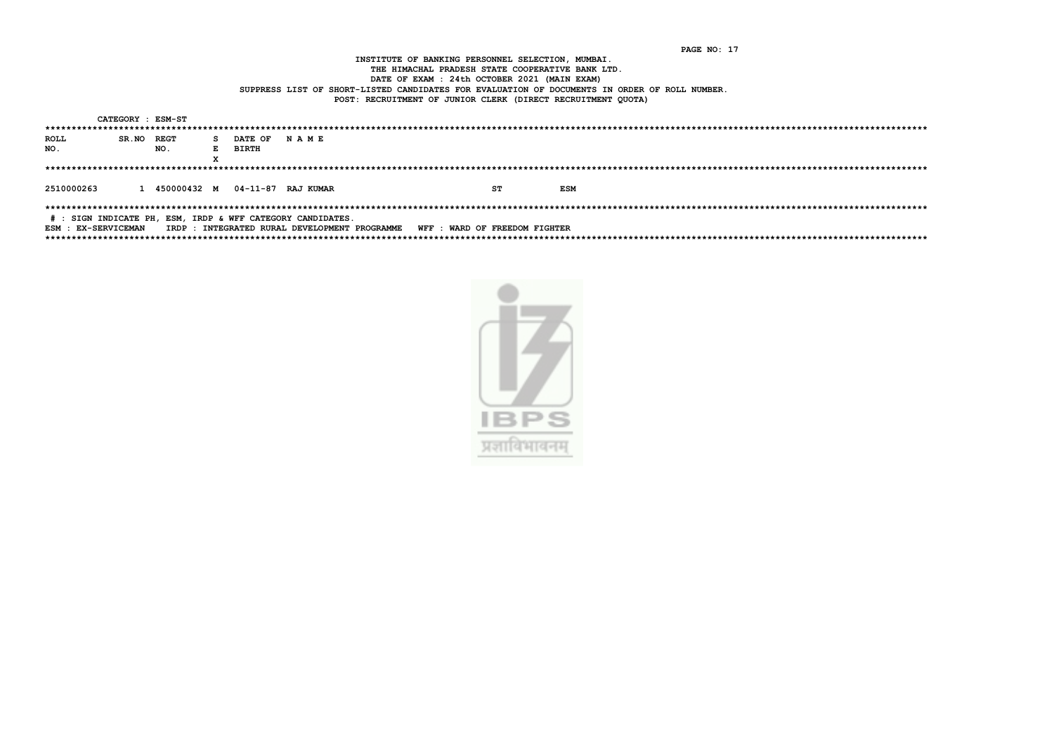INSTITUTE OF BANKING PERSONNEL SELECTION, MUMBAI.
THE HIMACHAL PRADESH STATE COOPERATIVE BANK LTD.
DATE OF EXAM : 24th OCTOBER 2021 (MAIN EXAM)
SUPPRESS LIST OF SHORT-LISTED CANDIDATES FOR EVALUATION OF DOCUMENTS IN ORDER OF ROLL NUMBER.
POST: RECRUITMENT OF JUNIOR CLERK (DIRECT RECRUITMENT QUOTA)

CATEGORY : ESM-ST

| ROLL NO. | SR.NO | REGT NO. | SEX | DATE OF BIRTH | N A M E | | |
|---|---|---|---|---|---|---|---|
| 2510000263 | 1 | 450000432 | M | 04-11-87 | RAJ KUMAR | ST | ESM |

# : SIGN INDICATE PH, ESM, IRDP & WFF CATEGORY CANDIDATES.
ESM : EX-SERVICEMAN  IRDP : INTEGRATED RURAL DEVELOPMENT PROGRAMME  WFF : WARD OF FREEDOM FIGHTER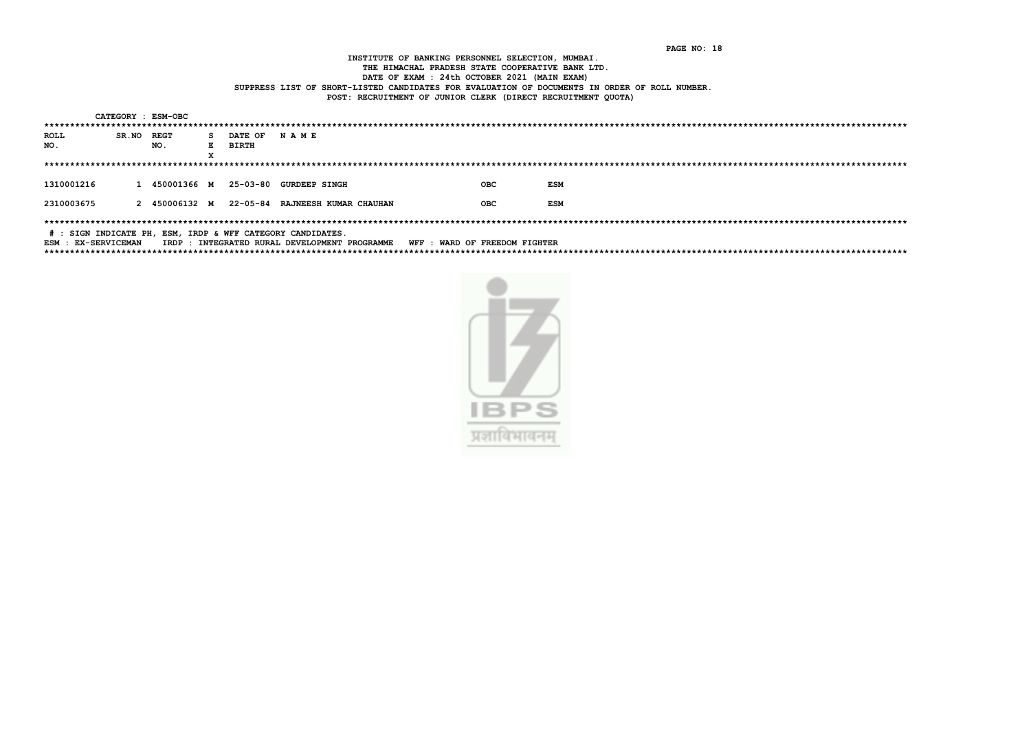INSTITUTE OF BANKING PERSONNEL SELECTION, MUMBAI.
THE HIMACHAL PRADESH STATE COOPERATIVE BANK LTD.
DATE OF EXAM : 24th OCTOBER 2021 (MAIN EXAM)
SUPPRESS LIST OF SHORT-LISTED CANDIDATES FOR EVALUATION OF DOCUMENTS IN ORDER OF ROLL NUMBER.
POST: RECRUITMENT OF JUNIOR CLERK (DIRECT RECRUITMENT QUOTA)

CATEGORY : ESM-OBC

| ROLL NO. | SR.NO | REGT NO. | SEX | DATE OF BIRTH | N A M E | | |
|---|---|---|---|---|---|---|---|
| 1310001216 | 1 | 450001366 | M | 25-03-80 | GURDEEP SINGH | OBC | ESM |
| 2310003675 | 2 | 450006132 | M | 22-05-84 | RAJNEESH KUMAR CHAUHAN | OBC | ESM |

# : SIGN INDICATE PH, ESM, IRDP & WFF CATEGORY CANDIDATES.
ESM : EX-SERVICEMAN    IRDP : INTEGRATED RURAL DEVELOPMENT PROGRAMME    WFF : WARD OF FREEDOM FIGHTER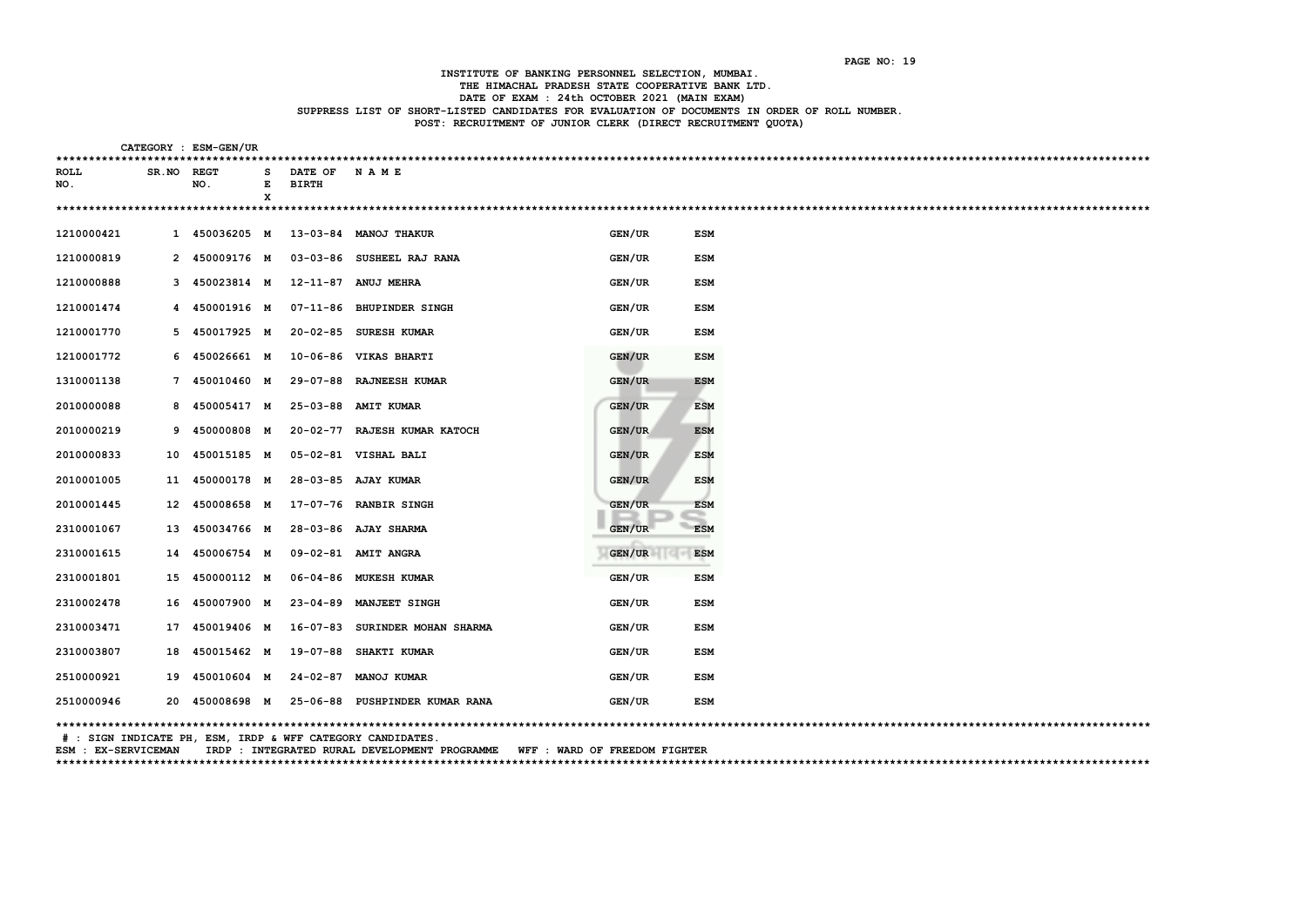INSTITUTE OF BANKING PERSONNEL SELECTION, MUMBAI.
THE HIMACHAL PRADESH STATE COOPERATIVE BANK LTD.
DATE OF EXAM : 24th OCTOBER 2021 (MAIN EXAM)
SUPPRESS LIST OF SHORT-LISTED CANDIDATES FOR EVALUATION OF DOCUMENTS IN ORDER OF ROLL NUMBER.
POST: RECRUITMENT OF JUNIOR CLERK (DIRECT RECRUITMENT QUOTA)

CATEGORY : ESM-GEN/UR

| ROLL NO. | SR.NO | REGT NO. | SEX | DATE OF BIRTH | N A M E | | |
|---|---|---|---|---|---|---|---|
| 1210000421 | 1 | 450036205 | M | 13-03-84 | MANOJ THAKUR | GEN/UR | ESM |
| 1210000819 | 2 | 450009176 | M | 03-03-86 | SUSHEEL RAJ RANA | GEN/UR | ESM |
| 1210000888 | 3 | 450023814 | M | 12-11-87 | ANUJ MEHRA | GEN/UR | ESM |
| 1210001474 | 4 | 450001916 | M | 07-11-86 | BHUPINDER SINGH | GEN/UR | ESM |
| 1210001770 | 5 | 450017925 | M | 20-02-85 | SURESH KUMAR | GEN/UR | ESM |
| 1210001772 | 6 | 450026661 | M | 10-06-86 | VIKAS BHARTI | GEN/UR | ESM |
| 1310001138 | 7 | 450010460 | M | 29-07-88 | RAJNEESH KUMAR | GEN/UR | ESM |
| 2010000088 | 8 | 450005417 | M | 25-03-88 | AMIT KUMAR | GEN/UR | ESM |
| 2010000219 | 9 | 450000808 | M | 20-02-77 | RAJESH KUMAR KATOCH | GEN/UR | ESM |
| 2010000833 | 10 | 450015185 | M | 05-02-81 | VISHAL BALI | GEN/UR | ESM |
| 2010001005 | 11 | 450000178 | M | 28-03-85 | AJAY KUMAR | GEN/UR | ESM |
| 2010001445 | 12 | 450008658 | M | 17-07-76 | RANBIR SINGH | GEN/UR | ESM |
| 2310001067 | 13 | 450034766 | M | 28-03-86 | AJAY SHARMA | GEN/UR | ESM |
| 2310001615 | 14 | 450006754 | M | 09-02-81 | AMIT ANGRA | GEN/UR | ESM |
| 2310001801 | 15 | 450000112 | M | 06-04-86 | MUKESH KUMAR | GEN/UR | ESM |
| 2310002478 | 16 | 450007900 | M | 23-04-89 | MANJEET SINGH | GEN/UR | ESM |
| 2310003471 | 17 | 450019406 | M | 16-07-83 | SURINDER MOHAN SHARMA | GEN/UR | ESM |
| 2310003807 | 18 | 450015462 | M | 19-07-88 | SHAKTI KUMAR | GEN/UR | ESM |
| 2510000921 | 19 | 450010604 | M | 24-02-87 | MANOJ KUMAR | GEN/UR | ESM |
| 2510000946 | 20 | 450008698 | M | 25-06-88 | PUSHPINDER KUMAR RANA | GEN/UR | ESM |

# : SIGN INDICATE PH, ESM, IRDP & WFF CATEGORY CANDIDATES.
ESM : EX-SERVICEMAN IRDP : INTEGRATED RURAL DEVELOPMENT PROGRAMME WFF : WARD OF FREEDOM FIGHTER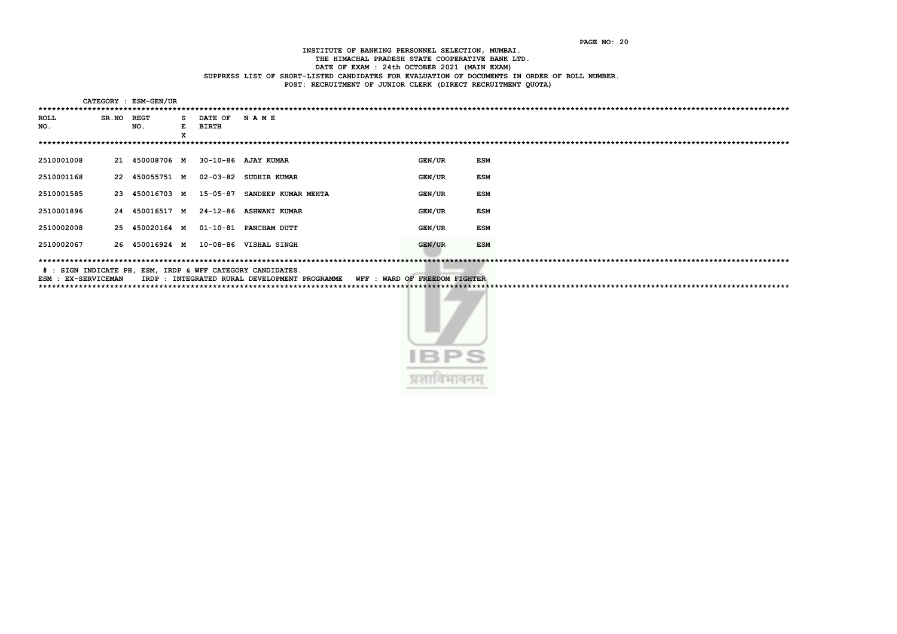INSTITUTE OF BANKING PERSONNEL SELECTION, MUMBAI.
THE HIMACHAL PRADESH STATE COOPERATIVE BANK LTD.
DATE OF EXAM : 24th OCTOBER 2021 (MAIN EXAM)
SUPPRESS LIST OF SHORT-LISTED CANDIDATES FOR EVALUATION OF DOCUMENTS IN ORDER OF ROLL NUMBER.
POST: RECRUITMENT OF JUNIOR CLERK (DIRECT RECRUITMENT QUOTA)

CATEGORY : ESM-GEN/UR

| ROLL NO. | SR.NO | REGT NO. | SEX | DATE OF BIRTH | N A M E | | |
|---|---|---|---|---|---|---|---|
| 2510001008 | 21 | 450008706 | M | 30-10-86 | AJAY KUMAR | GEN/UR | ESM |
| 2510001168 | 22 | 450055751 | M | 02-03-82 | SUDHIR KUMAR | GEN/UR | ESM |
| 2510001585 | 23 | 450016703 | M | 15-05-87 | SANDEEP KUMAR MEHTA | GEN/UR | ESM |
| 2510001896 | 24 | 450016517 | M | 24-12-86 | ASHWANI KUMAR | GEN/UR | ESM |
| 2510002008 | 25 | 450020164 | M | 01-10-81 | PANCHAM DUTT | GEN/UR | ESM |
| 2510002067 | 26 | 450016924 | M | 10-08-86 | VISHAL SINGH | GEN/UR | ESM |

# : SIGN INDICATE PH, ESM, IRDP & WFF CATEGORY CANDIDATES.
ESM : EX-SERVICEMAN    IRDP : INTEGRATED RURAL DEVELOPMENT PROGRAMME    WFF : WARD OF FREEDOM FIGHTER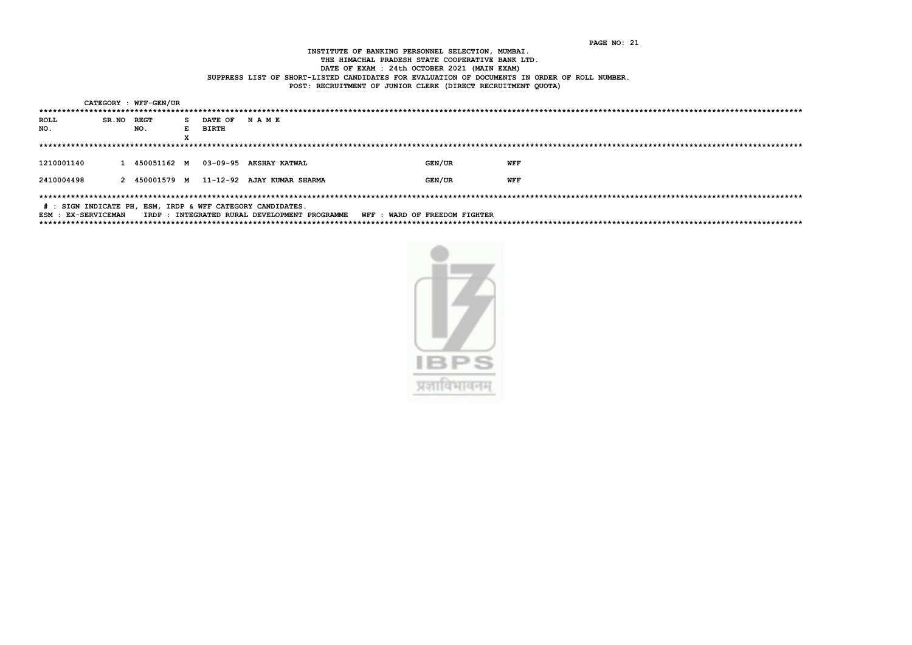INSTITUTE OF BANKING PERSONNEL SELECTION, MUMBAI.
THE HIMACHAL PRADESH STATE COOPERATIVE BANK LTD.
DATE OF EXAM : 24th OCTOBER 2021 (MAIN EXAM)
SUPPRESS LIST OF SHORT-LISTED CANDIDATES FOR EVALUATION OF DOCUMENTS IN ORDER OF ROLL NUMBER.
POST: RECRUITMENT OF JUNIOR CLERK (DIRECT RECRUITMENT QUOTA)

CATEGORY : WFF-GEN/UR

| ROLL NO. | SR.NO | REGT NO. | SEX | DATE OF BIRTH | N A M E | | |
|---|---|---|---|---|---|---|---|
| 1210001140 | 1 | 450051162 | M | 03-09-95 | AKSHAY KATWAL | GEN/UR | WFF |
| 2410004498 | 2 | 450001579 | M | 11-12-92 | AJAY KUMAR SHARMA | GEN/UR | WFF |

# : SIGN INDICATE PH, ESM, IRDP & WFF CATEGORY CANDIDATES.
ESM : EX-SERVICEMAN IRDP : INTEGRATED RURAL DEVELOPMENT PROGRAMME WFF : WARD OF FREEDOM FIGHTER

IBPS
प्रज्ञाविभावनम्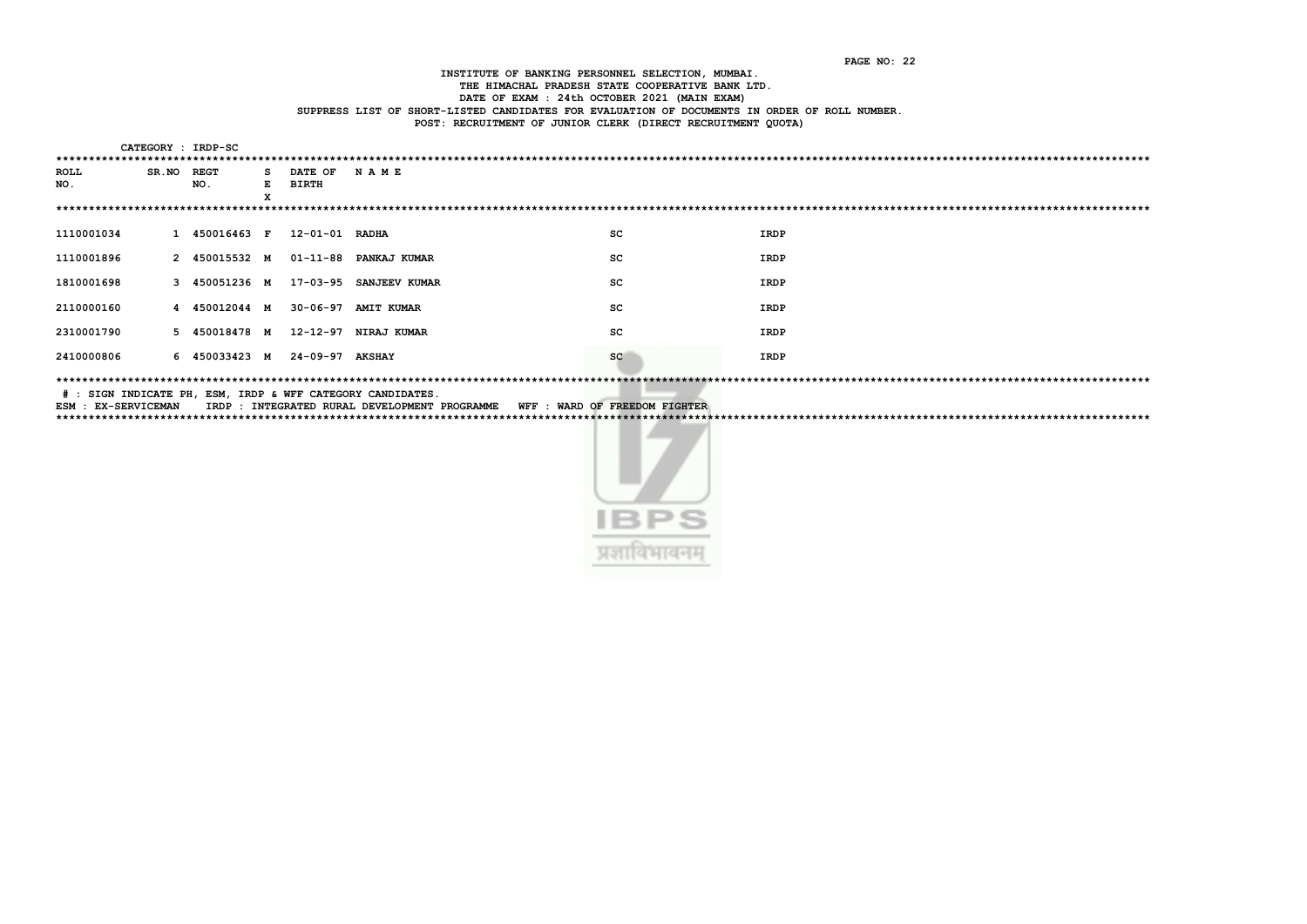INSTITUTE OF BANKING PERSONNEL SELECTION, MUMBAI.
THE HIMACHAL PRADESH STATE COOPERATIVE BANK LTD.
DATE OF EXAM : 24th OCTOBER 2021 (MAIN EXAM)
SUPPRESS LIST OF SHORT-LISTED CANDIDATES FOR EVALUATION OF DOCUMENTS IN ORDER OF ROLL NUMBER.
POST: RECRUITMENT OF JUNIOR CLERK (DIRECT RECRUITMENT QUOTA)

CATEGORY : IRDP-SC

| ROLL NO. | SR.NO | REGT NO. | SEX | DATE OF BIRTH | N A M E | | |
|---|---|---|---|---|---|---|---|
| 1110001034 | 1 | 450016463 | F | 12-01-01 | RADHA | SC | IRDP |
| 1110001896 | 2 | 450015532 | M | 01-11-88 | PANKAJ KUMAR | SC | IRDP |
| 1810001698 | 3 | 450051236 | M | 17-03-95 | SANJEEV KUMAR | SC | IRDP |
| 2110000160 | 4 | 450012044 | M | 30-06-97 | AMIT KUMAR | SC | IRDP |
| 2310001790 | 5 | 450018478 | M | 12-12-97 | NIRAJ KUMAR | SC | IRDP |
| 2410000806 | 6 | 450033423 | M | 24-09-97 | AKSHAY | SC | IRDP |

# : SIGN INDICATE PH, ESM, IRDP & WFF CATEGORY CANDIDATES.
ESM : EX-SERVICEMAN IRDP : INTEGRATED RURAL DEVELOPMENT PROGRAMME WFF : WARD OF FREEDOM FIGHTER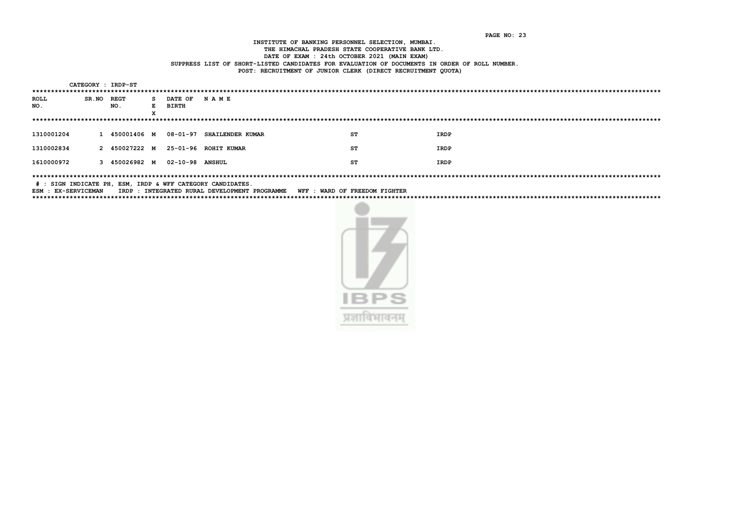INSTITUTE OF BANKING PERSONNEL SELECTION, MUMBAI.
THE HIMACHAL PRADESH STATE COOPERATIVE BANK LTD.
DATE OF EXAM : 24th OCTOBER 2021 (MAIN EXAM)
SUPPRESS LIST OF SHORT-LISTED CANDIDATES FOR EVALUATION OF DOCUMENTS IN ORDER OF ROLL NUMBER.
POST: RECRUITMENT OF JUNIOR CLERK (DIRECT RECRUITMENT QUOTA)

CATEGORY : IRDP-ST

| ROLL NO. | SR.NO | REGT NO. | SEX | DATE OF BIRTH | N A M E | | |
|---|---|---|---|---|---|---|---|
| 1310001204 | 1 | 450001406 | M | 08-01-97 | SHAILENDER KUMAR | ST | IRDP |
| 1310002834 | 2 | 450027222 | M | 25-01-96 | ROHIT KUMAR | ST | IRDP |
| 1610000972 | 3 | 450026982 | M | 02-10-98 | ANSHUL | ST | IRDP |

# : SIGN INDICATE PH, ESM, IRDP & WFF CATEGORY CANDIDATES.
ESM : EX-SERVICEMAN IRDP : INTEGRATED RURAL DEVELOPMENT PROGRAMME WFF : WARD OF FREEDOM FIGHTER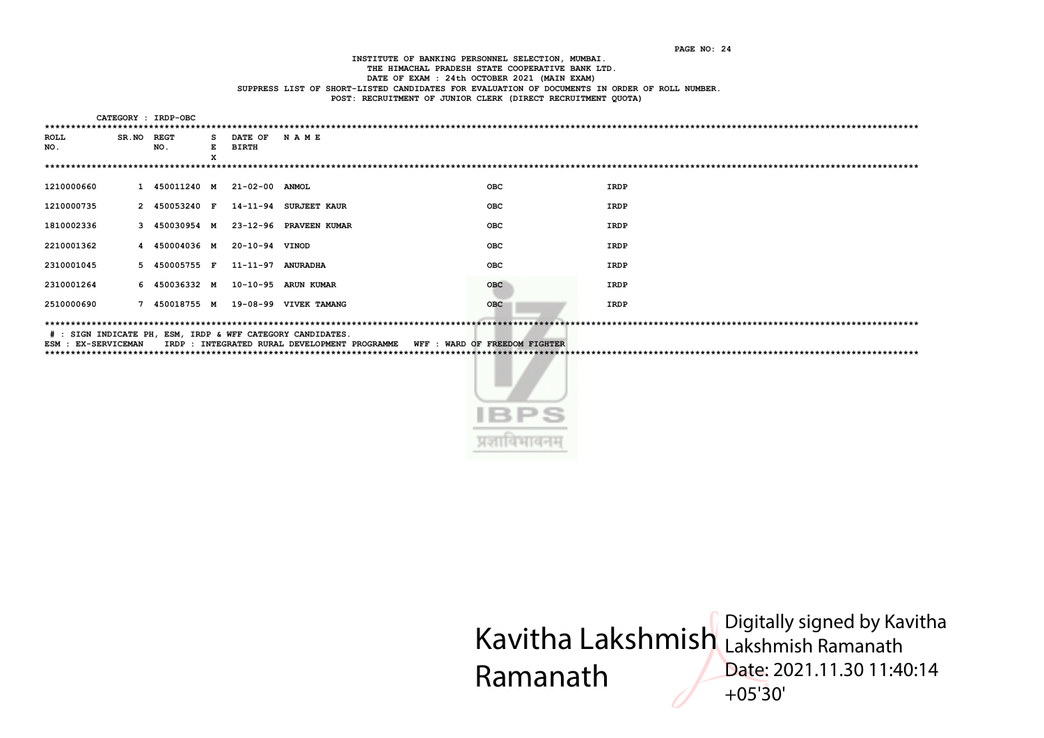INSTITUTE OF BANKING PERSONNEL SELECTION, MUMBAI.
THE HIMACHAL PRADESH STATE COOPERATIVE BANK LTD.
DATE OF EXAM : 24th OCTOBER 2021 (MAIN EXAM)
SUPPRESS LIST OF SHORT-LISTED CANDIDATES FOR EVALUATION OF DOCUMENTS IN ORDER OF ROLL NUMBER.
POST: RECRUITMENT OF JUNIOR CLERK (DIRECT RECRUITMENT QUOTA)

CATEGORY : IRDP-OBC

| ROLL NO. | SR.NO | REGT NO. | SEX | DATE OF BIRTH | N A M E | | |
|---|---|---|---|---|---|---|---|
| 1210000660 | 1 | 450011240 | M | 21-02-00 | ANMOL | OBC | IRDP |
| 1210000735 | 2 | 450053240 | F | 14-11-94 | SURJEET KAUR | OBC | IRDP |
| 1810002336 | 3 | 450030954 | M | 23-12-96 | PRAVEEN KUMAR | OBC | IRDP |
| 2210001362 | 4 | 450004036 | M | 20-10-94 | VINOD | OBC | IRDP |
| 2310001045 | 5 | 450005755 | F | 11-11-97 | ANURADHA | OBC | IRDP |
| 2310001264 | 6 | 450036332 | M | 10-10-95 | ARUN KUMAR | OBC | IRDP |
| 2510000690 | 7 | 450018755 | M | 19-08-99 | VIVEK TAMANG | OBC | IRDP |

# : SIGN INDICATE PH, ESM, IRDP & WFF CATEGORY CANDIDATES.
ESM : EX-SERVICEMAN IRDP : INTEGRATED RURAL DEVELOPMENT PROGRAMME WFF : WARD OF FREEDOM FIGHTER

Kavitha Lakshmish Ramanath

Digitally signed by Kavitha Lakshmish Ramanath
Date: 2021.11.30 11:40:14 +05'30'